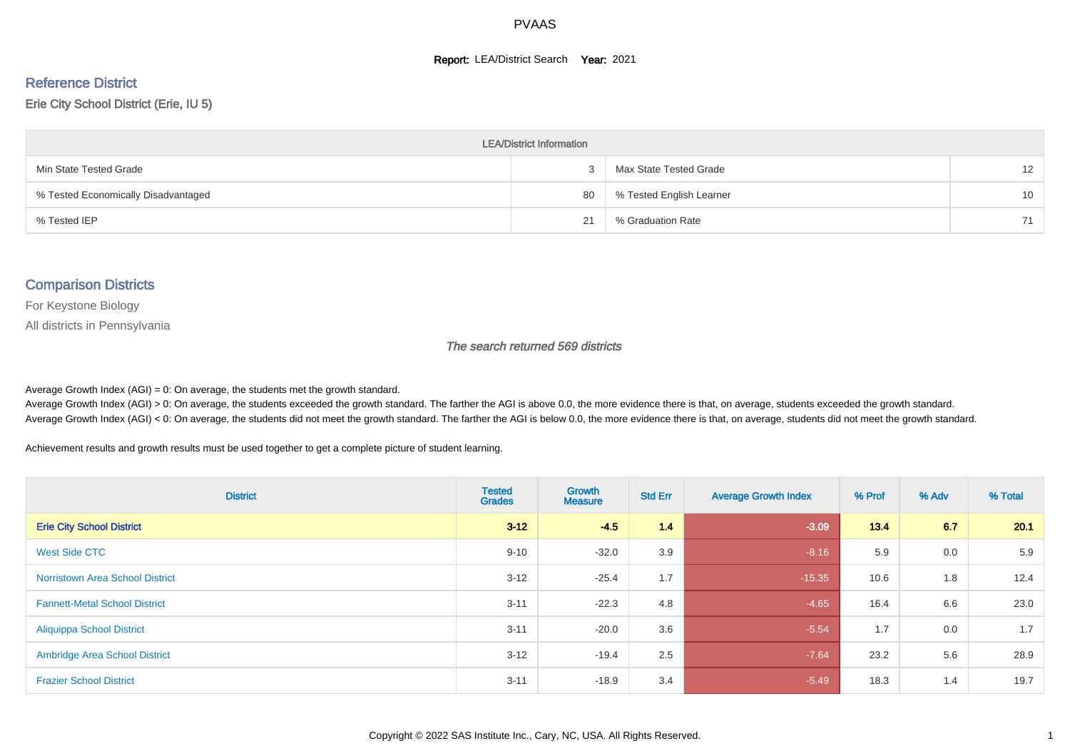# PVAAS

**Report:** LEA/District Search **Year:** 2021

## Reference District

Erie City School District (Erie, IU 5)

| LEA/District Information | | | |
|---|---|---|---|
| Min State Tested Grade | 3 | Max State Tested Grade | 12 |
| % Tested Economically Disadvantaged | 80 | % Tested English Learner | 10 |
| % Tested IEP | 21 | % Graduation Rate | 71 |

## Comparison Districts

For Keystone Biology

All districts in Pennsylvania

*The search returned 569 districts*

Average Growth Index (AGI) = 0: On average, the students met the growth standard.
Average Growth Index (AGI) > 0: On average, the students exceeded the growth standard. The farther the AGI is above 0.0, the more evidence there is that, on average, students exceeded the growth standard.
Average Growth Index (AGI) < 0: On average, the students did not meet the growth standard. The farther the AGI is below 0.0, the more evidence there is that, on average, students did not meet the growth standard.

Achievement results and growth results must be used together to get a complete picture of student learning.

| District | Tested Grades | Growth Measure | Std Err | Average Growth Index | % Prof | % Adv | % Total |
|---|---|---|---|---|---|---|---|
| **Erie City School District** | **3-12** | **-4.5** | **1.4** | **-3.09** | **13.4** | **6.7** | **20.1** |
| West Side CTC | 9-10 | -32.0 | 3.9 | -8.16 | 5.9 | 0.0 | 5.9 |
| Norristown Area School District | 3-12 | -25.4 | 1.7 | -15.35 | 10.6 | 1.8 | 12.4 |
| Fannett-Metal School District | 3-11 | -22.3 | 4.8 | -4.65 | 16.4 | 6.6 | 23.0 |
| Aliquippa School District | 3-11 | -20.0 | 3.6 | -5.54 | 1.7 | 0.0 | 1.7 |
| Ambridge Area School District | 3-12 | -19.4 | 2.5 | -7.64 | 23.2 | 5.6 | 28.9 |
| Frazier School District | 3-11 | -18.9 | 3.4 | -5.49 | 18.3 | 1.4 | 19.7 |

Copyright © 2022 SAS Institute Inc., Cary, NC, USA. All Rights Reserved.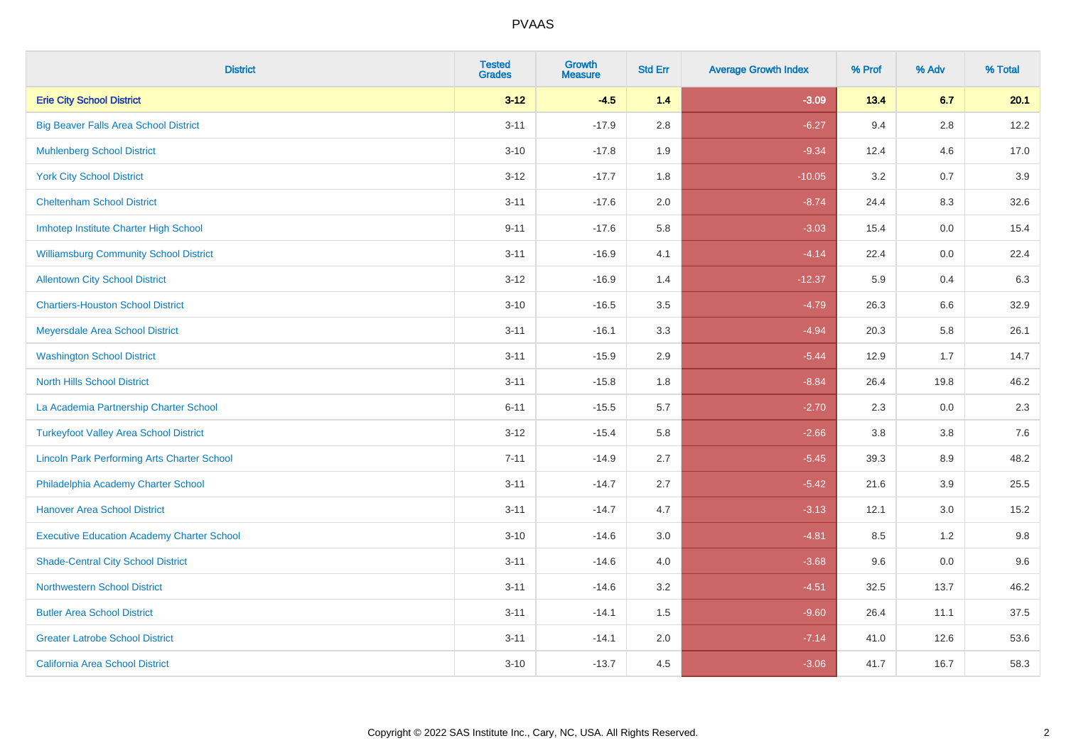# PVAAS

| District | Tested Grades | Growth Measure | Std Err | Average Growth Index | % Prof | % Adv | % Total |
|---|---|---|---|---|---|---|---|
| **Erie City School District** | **3-12** | **-4.5** | **1.4** | **-3.09** | **13.4** | **6.7** | **20.1** |
| Big Beaver Falls Area School District | 3-11 | -17.9 | 2.8 | -6.27 | 9.4 | 2.8 | 12.2 |
| Muhlenberg School District | 3-10 | -17.8 | 1.9 | -9.34 | 12.4 | 4.6 | 17.0 |
| York City School District | 3-12 | -17.7 | 1.8 | -10.05 | 3.2 | 0.7 | 3.9 |
| Cheltenham School District | 3-11 | -17.6 | 2.0 | -8.74 | 24.4 | 8.3 | 32.6 |
| Imhotep Institute Charter High School | 9-11 | -17.6 | 5.8 | -3.03 | 15.4 | 0.0 | 15.4 |
| Williamsburg Community School District | 3-11 | -16.9 | 4.1 | -4.14 | 22.4 | 0.0 | 22.4 |
| Allentown City School District | 3-12 | -16.9 | 1.4 | -12.37 | 5.9 | 0.4 | 6.3 |
| Chartiers-Houston School District | 3-10 | -16.5 | 3.5 | -4.79 | 26.3 | 6.6 | 32.9 |
| Meyersdale Area School District | 3-11 | -16.1 | 3.3 | -4.94 | 20.3 | 5.8 | 26.1 |
| Washington School District | 3-11 | -15.9 | 2.9 | -5.44 | 12.9 | 1.7 | 14.7 |
| North Hills School District | 3-11 | -15.8 | 1.8 | -8.84 | 26.4 | 19.8 | 46.2 |
| La Academia Partnership Charter School | 6-11 | -15.5 | 5.7 | -2.70 | 2.3 | 0.0 | 2.3 |
| Turkeyfoot Valley Area School District | 3-12 | -15.4 | 5.8 | -2.66 | 3.8 | 3.8 | 7.6 |
| Lincoln Park Performing Arts Charter School | 7-11 | -14.9 | 2.7 | -5.45 | 39.3 | 8.9 | 48.2 |
| Philadelphia Academy Charter School | 3-11 | -14.7 | 2.7 | -5.42 | 21.6 | 3.9 | 25.5 |
| Hanover Area School District | 3-11 | -14.7 | 4.7 | -3.13 | 12.1 | 3.0 | 15.2 |
| Executive Education Academy Charter School | 3-10 | -14.6 | 3.0 | -4.81 | 8.5 | 1.2 | 9.8 |
| Shade-Central City School District | 3-11 | -14.6 | 4.0 | -3.68 | 9.6 | 0.0 | 9.6 |
| Northwestern School District | 3-11 | -14.6 | 3.2 | -4.51 | 32.5 | 13.7 | 46.2 |
| Butler Area School District | 3-11 | -14.1 | 1.5 | -9.60 | 26.4 | 11.1 | 37.5 |
| Greater Latrobe School District | 3-11 | -14.1 | 2.0 | -7.14 | 41.0 | 12.6 | 53.6 |
| California Area School District | 3-10 | -13.7 | 4.5 | -3.06 | 41.7 | 16.7 | 58.3 |

Copyright © 2022 SAS Institute Inc., Cary, NC, USA. All Rights Reserved.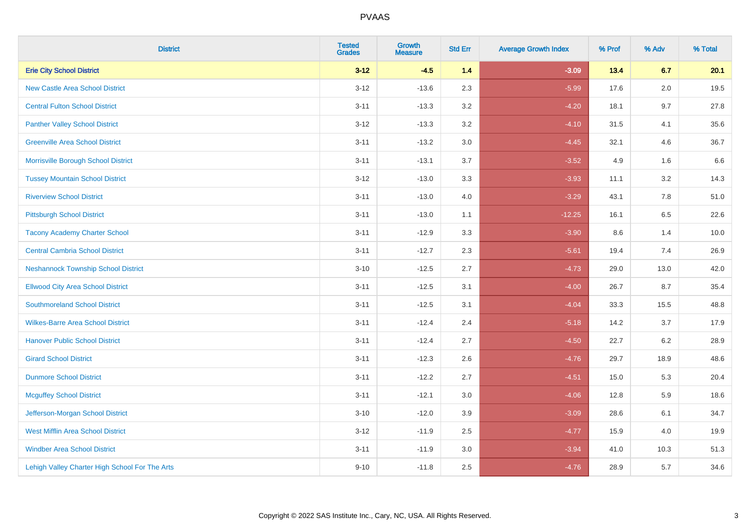PVAAS

| District | Tested Grades | Growth Measure | Std Err | Average Growth Index | % Prof | % Adv | % Total |
|---|---|---|---|---|---|---|---|
| **Erie City School District** | **3-12** | **-4.5** | **1.4** | **-3.09** | **13.4** | **6.7** | **20.1** |
| New Castle Area School District | 3-12 | -13.6 | 2.3 | -5.99 | 17.6 | 2.0 | 19.5 |
| Central Fulton School District | 3-11 | -13.3 | 3.2 | -4.20 | 18.1 | 9.7 | 27.8 |
| Panther Valley School District | 3-12 | -13.3 | 3.2 | -4.10 | 31.5 | 4.1 | 35.6 |
| Greenville Area School District | 3-11 | -13.2 | 3.0 | -4.45 | 32.1 | 4.6 | 36.7 |
| Morrisville Borough School District | 3-11 | -13.1 | 3.7 | -3.52 | 4.9 | 1.6 | 6.6 |
| Tussey Mountain School District | 3-12 | -13.0 | 3.3 | -3.93 | 11.1 | 3.2 | 14.3 |
| Riverview School District | 3-11 | -13.0 | 4.0 | -3.29 | 43.1 | 7.8 | 51.0 |
| Pittsburgh School District | 3-11 | -13.0 | 1.1 | -12.25 | 16.1 | 6.5 | 22.6 |
| Tacony Academy Charter School | 3-11 | -12.9 | 3.3 | -3.90 | 8.6 | 1.4 | 10.0 |
| Central Cambria School District | 3-11 | -12.7 | 2.3 | -5.61 | 19.4 | 7.4 | 26.9 |
| Neshannock Township School District | 3-10 | -12.5 | 2.7 | -4.73 | 29.0 | 13.0 | 42.0 |
| Ellwood City Area School District | 3-11 | -12.5 | 3.1 | -4.00 | 26.7 | 8.7 | 35.4 |
| Southmoreland School District | 3-11 | -12.5 | 3.1 | -4.04 | 33.3 | 15.5 | 48.8 |
| Wilkes-Barre Area School District | 3-11 | -12.4 | 2.4 | -5.18 | 14.2 | 3.7 | 17.9 |
| Hanover Public School District | 3-11 | -12.4 | 2.7 | -4.50 | 22.7 | 6.2 | 28.9 |
| Girard School District | 3-11 | -12.3 | 2.6 | -4.76 | 29.7 | 18.9 | 48.6 |
| Dunmore School District | 3-11 | -12.2 | 2.7 | -4.51 | 15.0 | 5.3 | 20.4 |
| Mcguffey School District | 3-11 | -12.1 | 3.0 | -4.06 | 12.8 | 5.9 | 18.6 |
| Jefferson-Morgan School District | 3-10 | -12.0 | 3.9 | -3.09 | 28.6 | 6.1 | 34.7 |
| West Mifflin Area School District | 3-12 | -11.9 | 2.5 | -4.77 | 15.9 | 4.0 | 19.9 |
| Windber Area School District | 3-11 | -11.9 | 3.0 | -3.94 | 41.0 | 10.3 | 51.3 |
| Lehigh Valley Charter High School For The Arts | 9-10 | -11.8 | 2.5 | -4.76 | 28.9 | 5.7 | 34.6 |

Copyright © 2022 SAS Institute Inc., Cary, NC, USA. All Rights Reserved.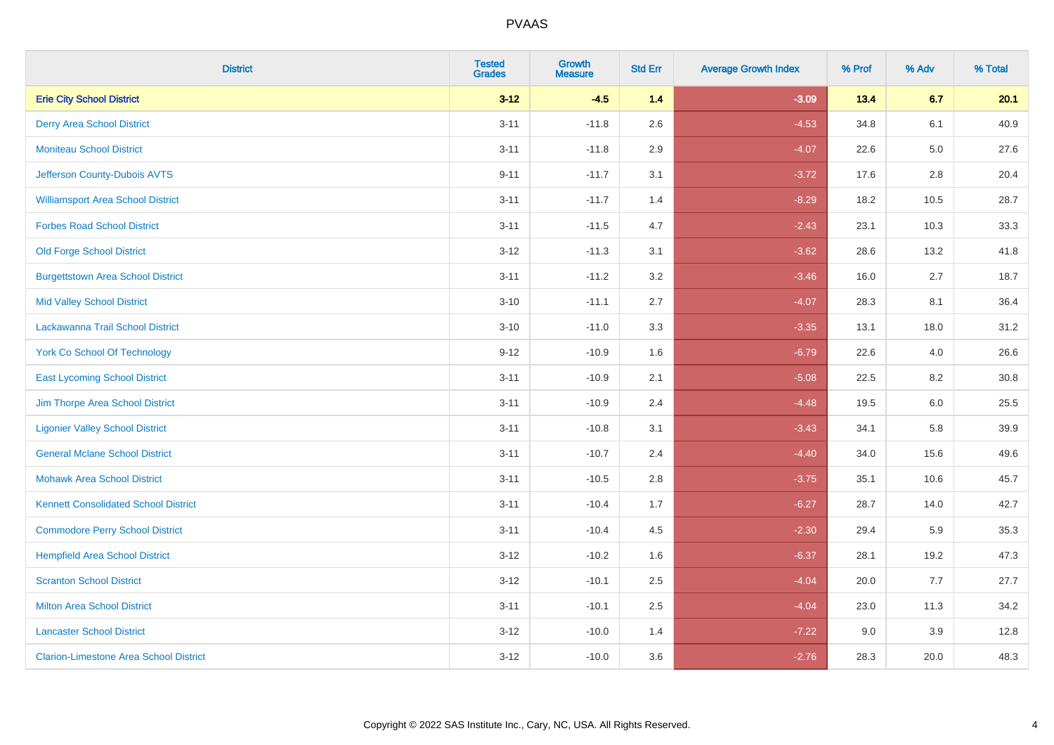| District | Tested Grades | Growth Measure | Std Err | Average Growth Index | % Prof | % Adv | % Total |
|---|---|---|---|---|---|---|---|
| **Erie City School District** | **3-12** | **-4.5** | **1.4** | **-3.09** | **13.4** | **6.7** | **20.1** |
| Derry Area School District | 3-11 | -11.8 | 2.6 | -4.53 | 34.8 | 6.1 | 40.9 |
| Moniteau School District | 3-11 | -11.8 | 2.9 | -4.07 | 22.6 | 5.0 | 27.6 |
| Jefferson County-Dubois AVTS | 9-11 | -11.7 | 3.1 | -3.72 | 17.6 | 2.8 | 20.4 |
| Williamsport Area School District | 3-11 | -11.7 | 1.4 | -8.29 | 18.2 | 10.5 | 28.7 |
| Forbes Road School District | 3-11 | -11.5 | 4.7 | -2.43 | 23.1 | 10.3 | 33.3 |
| Old Forge School District | 3-12 | -11.3 | 3.1 | -3.62 | 28.6 | 13.2 | 41.8 |
| Burgettstown Area School District | 3-11 | -11.2 | 3.2 | -3.46 | 16.0 | 2.7 | 18.7 |
| Mid Valley School District | 3-10 | -11.1 | 2.7 | -4.07 | 28.3 | 8.1 | 36.4 |
| Lackawanna Trail School District | 3-10 | -11.0 | 3.3 | -3.35 | 13.1 | 18.0 | 31.2 |
| York Co School Of Technology | 9-12 | -10.9 | 1.6 | -6.79 | 22.6 | 4.0 | 26.6 |
| East Lycoming School District | 3-11 | -10.9 | 2.1 | -5.08 | 22.5 | 8.2 | 30.8 |
| Jim Thorpe Area School District | 3-11 | -10.9 | 2.4 | -4.48 | 19.5 | 6.0 | 25.5 |
| Ligonier Valley School District | 3-11 | -10.8 | 3.1 | -3.43 | 34.1 | 5.8 | 39.9 |
| General Mclane School District | 3-11 | -10.7 | 2.4 | -4.40 | 34.0 | 15.6 | 49.6 |
| Mohawk Area School District | 3-11 | -10.5 | 2.8 | -3.75 | 35.1 | 10.6 | 45.7 |
| Kennett Consolidated School District | 3-11 | -10.4 | 1.7 | -6.27 | 28.7 | 14.0 | 42.7 |
| Commodore Perry School District | 3-11 | -10.4 | 4.5 | -2.30 | 29.4 | 5.9 | 35.3 |
| Hempfield Area School District | 3-12 | -10.2 | 1.6 | -6.37 | 28.1 | 19.2 | 47.3 |
| Scranton School District | 3-12 | -10.1 | 2.5 | -4.04 | 20.0 | 7.7 | 27.7 |
| Milton Area School District | 3-11 | -10.1 | 2.5 | -4.04 | 23.0 | 11.3 | 34.2 |
| Lancaster School District | 3-12 | -10.0 | 1.4 | -7.22 | 9.0 | 3.9 | 12.8 |
| Clarion-Limestone Area School District | 3-12 | -10.0 | 3.6 | -2.76 | 28.3 | 20.0 | 48.3 |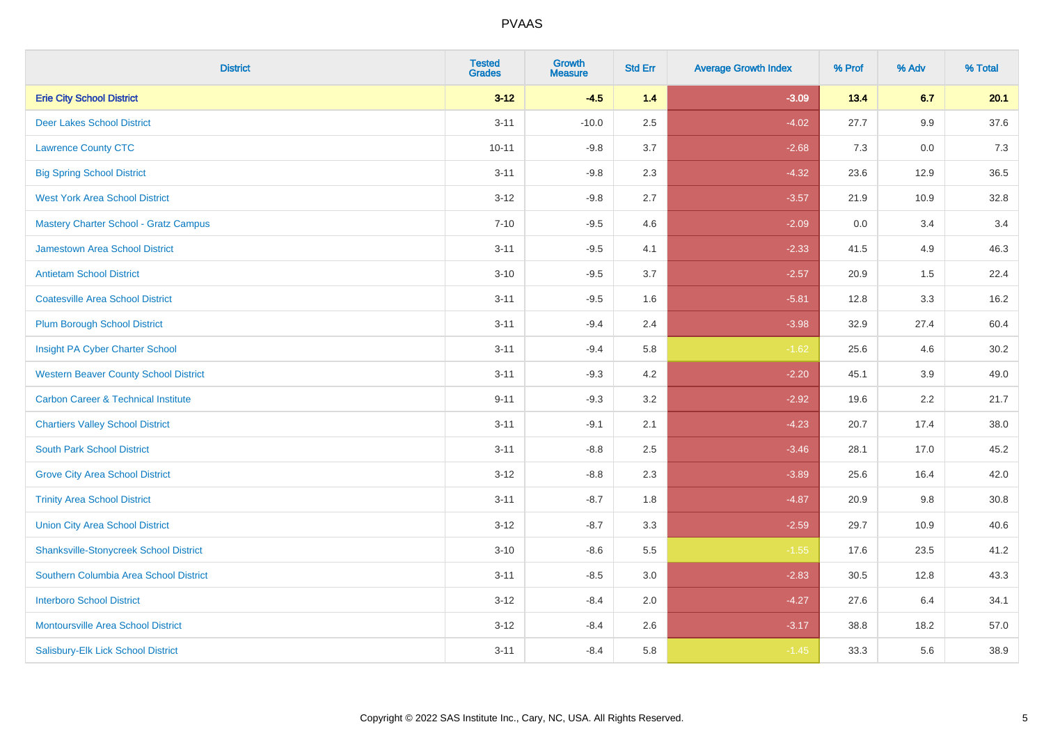# PVAAS

| District | Tested Grades | Growth Measure | Std Err | Average Growth Index | % Prof | % Adv | % Total |
|---|---|---|---|---|---|---|---|
| **Erie City School District** | **3-12** | **-4.5** | **1.4** | **-3.09** | **13.4** | **6.7** | **20.1** |
| Deer Lakes School District | 3-11 | -10.0 | 2.5 | -4.02 | 27.7 | 9.9 | 37.6 |
| Lawrence County CTC | 10-11 | -9.8 | 3.7 | -2.68 | 7.3 | 0.0 | 7.3 |
| Big Spring School District | 3-11 | -9.8 | 2.3 | -4.32 | 23.6 | 12.9 | 36.5 |
| West York Area School District | 3-12 | -9.8 | 2.7 | -3.57 | 21.9 | 10.9 | 32.8 |
| Mastery Charter School - Gratz Campus | 7-10 | -9.5 | 4.6 | -2.09 | 0.0 | 3.4 | 3.4 |
| Jamestown Area School District | 3-11 | -9.5 | 4.1 | -2.33 | 41.5 | 4.9 | 46.3 |
| Antietam School District | 3-10 | -9.5 | 3.7 | -2.57 | 20.9 | 1.5 | 22.4 |
| Coatesville Area School District | 3-11 | -9.5 | 1.6 | -5.81 | 12.8 | 3.3 | 16.2 |
| Plum Borough School District | 3-11 | -9.4 | 2.4 | -3.98 | 32.9 | 27.4 | 60.4 |
| Insight PA Cyber Charter School | 3-11 | -9.4 | 5.8 | -1.62 | 25.6 | 4.6 | 30.2 |
| Western Beaver County School District | 3-11 | -9.3 | 4.2 | -2.20 | 45.1 | 3.9 | 49.0 |
| Carbon Career & Technical Institute | 9-11 | -9.3 | 3.2 | -2.92 | 19.6 | 2.2 | 21.7 |
| Chartiers Valley School District | 3-11 | -9.1 | 2.1 | -4.23 | 20.7 | 17.4 | 38.0 |
| South Park School District | 3-11 | -8.8 | 2.5 | -3.46 | 28.1 | 17.0 | 45.2 |
| Grove City Area School District | 3-12 | -8.8 | 2.3 | -3.89 | 25.6 | 16.4 | 42.0 |
| Trinity Area School District | 3-11 | -8.7 | 1.8 | -4.87 | 20.9 | 9.8 | 30.8 |
| Union City Area School District | 3-12 | -8.7 | 3.3 | -2.59 | 29.7 | 10.9 | 40.6 |
| Shanksville-Stonycreek School District | 3-10 | -8.6 | 5.5 | -1.55 | 17.6 | 23.5 | 41.2 |
| Southern Columbia Area School District | 3-11 | -8.5 | 3.0 | -2.83 | 30.5 | 12.8 | 43.3 |
| Interboro School District | 3-12 | -8.4 | 2.0 | -4.27 | 27.6 | 6.4 | 34.1 |
| Montoursville Area School District | 3-12 | -8.4 | 2.6 | -3.17 | 38.8 | 18.2 | 57.0 |
| Salisbury-Elk Lick School District | 3-11 | -8.4 | 5.8 | -1.45 | 33.3 | 5.6 | 38.9 |

Copyright © 2022 SAS Institute Inc., Cary, NC, USA. All Rights Reserved.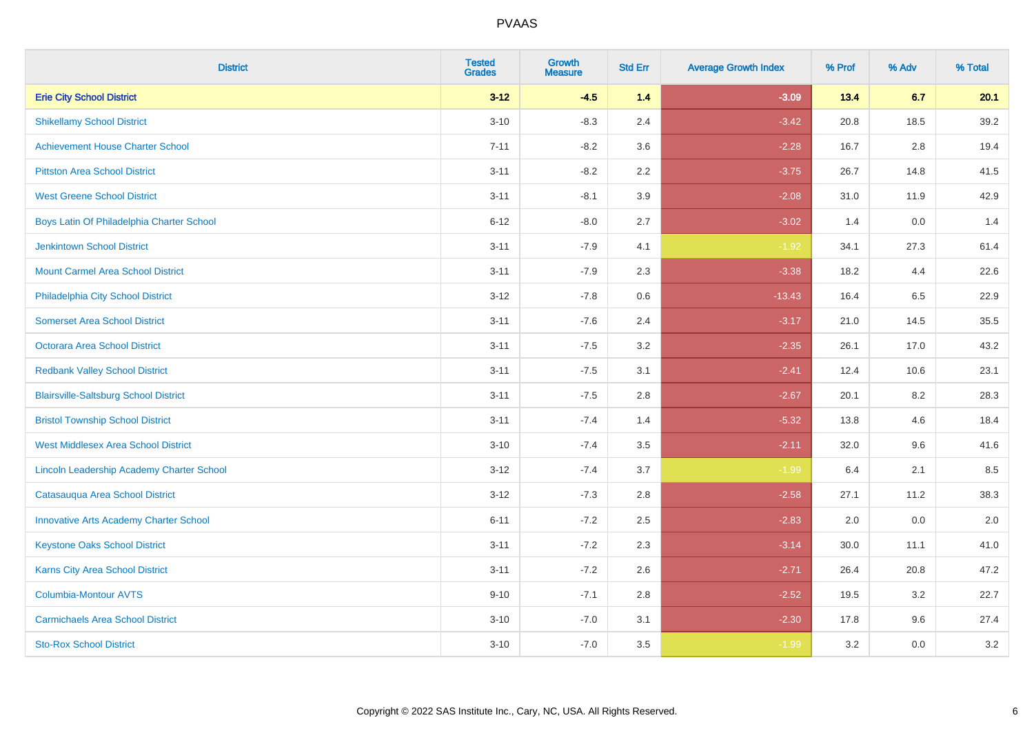# PVAAS

| District | Tested Grades | Growth Measure | Std Err | Average Growth Index | % Prof | % Adv | % Total |
|---|---|---|---|---|---|---|---|
| **Erie City School District** | **3-12** | **-4.5** | **1.4** | **-3.09** | **13.4** | **6.7** | **20.1** |
| Shikellamy School District | 3-10 | -8.3 | 2.4 | -3.42 | 20.8 | 18.5 | 39.2 |
| Achievement House Charter School | 7-11 | -8.2 | 3.6 | -2.28 | 16.7 | 2.8 | 19.4 |
| Pittston Area School District | 3-11 | -8.2 | 2.2 | -3.75 | 26.7 | 14.8 | 41.5 |
| West Greene School District | 3-11 | -8.1 | 3.9 | -2.08 | 31.0 | 11.9 | 42.9 |
| Boys Latin Of Philadelphia Charter School | 6-12 | -8.0 | 2.7 | -3.02 | 1.4 | 0.0 | 1.4 |
| Jenkintown School District | 3-11 | -7.9 | 4.1 | -1.92 | 34.1 | 27.3 | 61.4 |
| Mount Carmel Area School District | 3-11 | -7.9 | 2.3 | -3.38 | 18.2 | 4.4 | 22.6 |
| Philadelphia City School District | 3-12 | -7.8 | 0.6 | -13.43 | 16.4 | 6.5 | 22.9 |
| Somerset Area School District | 3-11 | -7.6 | 2.4 | -3.17 | 21.0 | 14.5 | 35.5 |
| Octorara Area School District | 3-11 | -7.5 | 3.2 | -2.35 | 26.1 | 17.0 | 43.2 |
| Redbank Valley School District | 3-11 | -7.5 | 3.1 | -2.41 | 12.4 | 10.6 | 23.1 |
| Blairsville-Saltsburg School District | 3-11 | -7.5 | 2.8 | -2.67 | 20.1 | 8.2 | 28.3 |
| Bristol Township School District | 3-11 | -7.4 | 1.4 | -5.32 | 13.8 | 4.6 | 18.4 |
| West Middlesex Area School District | 3-10 | -7.4 | 3.5 | -2.11 | 32.0 | 9.6 | 41.6 |
| Lincoln Leadership Academy Charter School | 3-12 | -7.4 | 3.7 | -1.99 | 6.4 | 2.1 | 8.5 |
| Catasauqua Area School District | 3-12 | -7.3 | 2.8 | -2.58 | 27.1 | 11.2 | 38.3 |
| Innovative Arts Academy Charter School | 6-11 | -7.2 | 2.5 | -2.83 | 2.0 | 0.0 | 2.0 |
| Keystone Oaks School District | 3-11 | -7.2 | 2.3 | -3.14 | 30.0 | 11.1 | 41.0 |
| Karns City Area School District | 3-11 | -7.2 | 2.6 | -2.71 | 26.4 | 20.8 | 47.2 |
| Columbia-Montour AVTS | 9-10 | -7.1 | 2.8 | -2.52 | 19.5 | 3.2 | 22.7 |
| Carmichaels Area School District | 3-10 | -7.0 | 3.1 | -2.30 | 17.8 | 9.6 | 27.4 |
| Sto-Rox School District | 3-10 | -7.0 | 3.5 | -1.99 | 3.2 | 0.0 | 3.2 |

Copyright © 2022 SAS Institute Inc., Cary, NC, USA. All Rights Reserved.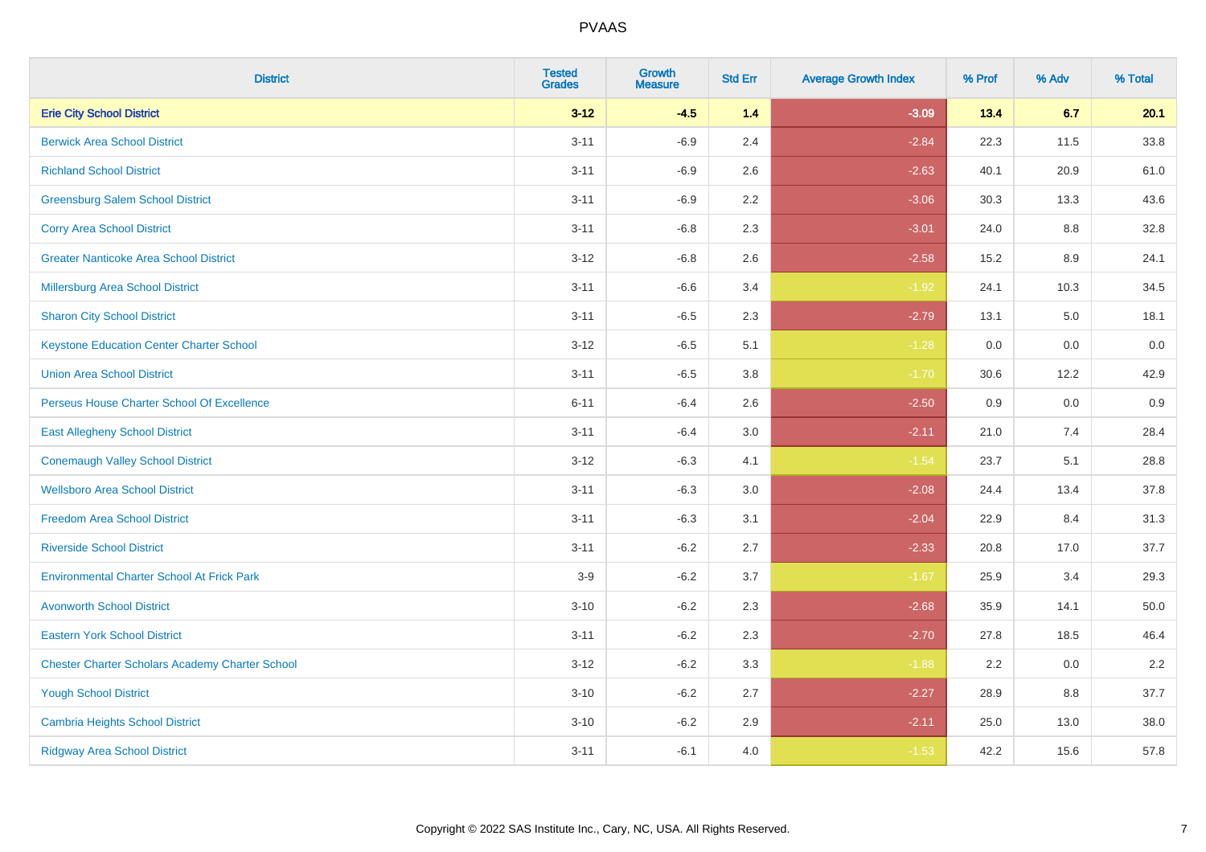# PVAAS

| District | Tested Grades | Growth Measure | Std Err | Average Growth Index | % Prof | % Adv | % Total |
|---|---|---|---|---|---|---|---|
| **Erie City School District** | **3-12** | **-4.5** | **1.4** | **-3.09** | **13.4** | **6.7** | **20.1** |
| Berwick Area School District | 3-11 | -6.9 | 2.4 | -2.84 | 22.3 | 11.5 | 33.8 |
| Richland School District | 3-11 | -6.9 | 2.6 | -2.63 | 40.1 | 20.9 | 61.0 |
| Greensburg Salem School District | 3-11 | -6.9 | 2.2 | -3.06 | 30.3 | 13.3 | 43.6 |
| Corry Area School District | 3-11 | -6.8 | 2.3 | -3.01 | 24.0 | 8.8 | 32.8 |
| Greater Nanticoke Area School District | 3-12 | -6.8 | 2.6 | -2.58 | 15.2 | 8.9 | 24.1 |
| Millersburg Area School District | 3-11 | -6.6 | 3.4 | -1.92 | 24.1 | 10.3 | 34.5 |
| Sharon City School District | 3-11 | -6.5 | 2.3 | -2.79 | 13.1 | 5.0 | 18.1 |
| Keystone Education Center Charter School | 3-12 | -6.5 | 5.1 | -1.28 | 0.0 | 0.0 | 0.0 |
| Union Area School District | 3-11 | -6.5 | 3.8 | -1.70 | 30.6 | 12.2 | 42.9 |
| Perseus House Charter School Of Excellence | 6-11 | -6.4 | 2.6 | -2.50 | 0.9 | 0.0 | 0.9 |
| East Allegheny School District | 3-11 | -6.4 | 3.0 | -2.11 | 21.0 | 7.4 | 28.4 |
| Conemaugh Valley School District | 3-12 | -6.3 | 4.1 | -1.54 | 23.7 | 5.1 | 28.8 |
| Wellsboro Area School District | 3-11 | -6.3 | 3.0 | -2.08 | 24.4 | 13.4 | 37.8 |
| Freedom Area School District | 3-11 | -6.3 | 3.1 | -2.04 | 22.9 | 8.4 | 31.3 |
| Riverside School District | 3-11 | -6.2 | 2.7 | -2.33 | 20.8 | 17.0 | 37.7 |
| Environmental Charter School At Frick Park | 3-9 | -6.2 | 3.7 | -1.67 | 25.9 | 3.4 | 29.3 |
| Avonworth School District | 3-10 | -6.2 | 2.3 | -2.68 | 35.9 | 14.1 | 50.0 |
| Eastern York School District | 3-11 | -6.2 | 2.3 | -2.70 | 27.8 | 18.5 | 46.4 |
| Chester Charter Scholars Academy Charter School | 3-12 | -6.2 | 3.3 | -1.88 | 2.2 | 0.0 | 2.2 |
| Yough School District | 3-10 | -6.2 | 2.7 | -2.27 | 28.9 | 8.8 | 37.7 |
| Cambria Heights School District | 3-10 | -6.2 | 2.9 | -2.11 | 25.0 | 13.0 | 38.0 |
| Ridgway Area School District | 3-11 | -6.1 | 4.0 | -1.53 | 42.2 | 15.6 | 57.8 |

Copyright © 2022 SAS Institute Inc., Cary, NC, USA. All Rights Reserved.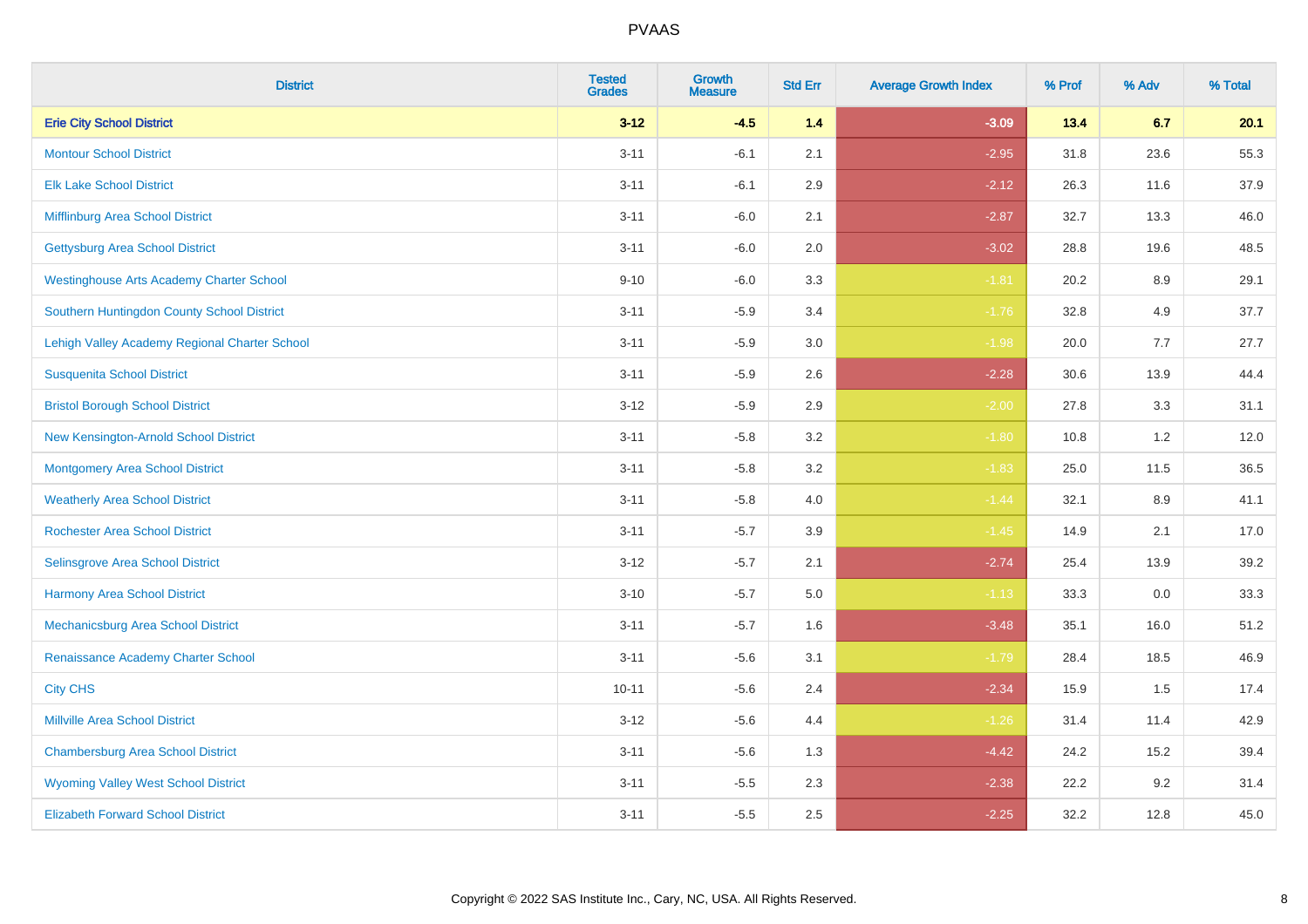| District | Tested Grades | Growth Measure | Std Err | Average Growth Index | % Prof | % Adv | % Total |
|---|---|---|---|---|---|---|---|
| **Erie City School District** | **3-12** | **-4.5** | **1.4** | **-3.09** | **13.4** | **6.7** | **20.1** |
| Montour School District | 3-11 | -6.1 | 2.1 | -2.95 | 31.8 | 23.6 | 55.3 |
| Elk Lake School District | 3-11 | -6.1 | 2.9 | -2.12 | 26.3 | 11.6 | 37.9 |
| Mifflinburg Area School District | 3-11 | -6.0 | 2.1 | -2.87 | 32.7 | 13.3 | 46.0 |
| Gettysburg Area School District | 3-11 | -6.0 | 2.0 | -3.02 | 28.8 | 19.6 | 48.5 |
| Westinghouse Arts Academy Charter School | 9-10 | -6.0 | 3.3 | -1.81 | 20.2 | 8.9 | 29.1 |
| Southern Huntingdon County School District | 3-11 | -5.9 | 3.4 | -1.76 | 32.8 | 4.9 | 37.7 |
| Lehigh Valley Academy Regional Charter School | 3-11 | -5.9 | 3.0 | -1.98 | 20.0 | 7.7 | 27.7 |
| Susquenita School District | 3-11 | -5.9 | 2.6 | -2.28 | 30.6 | 13.9 | 44.4 |
| Bristol Borough School District | 3-12 | -5.9 | 2.9 | -2.00 | 27.8 | 3.3 | 31.1 |
| New Kensington-Arnold School District | 3-11 | -5.8 | 3.2 | -1.80 | 10.8 | 1.2 | 12.0 |
| Montgomery Area School District | 3-11 | -5.8 | 3.2 | -1.83 | 25.0 | 11.5 | 36.5 |
| Weatherly Area School District | 3-11 | -5.8 | 4.0 | -1.44 | 32.1 | 8.9 | 41.1 |
| Rochester Area School District | 3-11 | -5.7 | 3.9 | -1.45 | 14.9 | 2.1 | 17.0 |
| Selinsgrove Area School District | 3-12 | -5.7 | 2.1 | -2.74 | 25.4 | 13.9 | 39.2 |
| Harmony Area School District | 3-10 | -5.7 | 5.0 | -1.13 | 33.3 | 0.0 | 33.3 |
| Mechanicsburg Area School District | 3-11 | -5.7 | 1.6 | -3.48 | 35.1 | 16.0 | 51.2 |
| Renaissance Academy Charter School | 3-11 | -5.6 | 3.1 | -1.79 | 28.4 | 18.5 | 46.9 |
| City CHS | 10-11 | -5.6 | 2.4 | -2.34 | 15.9 | 1.5 | 17.4 |
| Millville Area School District | 3-12 | -5.6 | 4.4 | -1.26 | 31.4 | 11.4 | 42.9 |
| Chambersburg Area School District | 3-11 | -5.6 | 1.3 | -4.42 | 24.2 | 15.2 | 39.4 |
| Wyoming Valley West School District | 3-11 | -5.5 | 2.3 | -2.38 | 22.2 | 9.2 | 31.4 |
| Elizabeth Forward School District | 3-11 | -5.5 | 2.5 | -2.25 | 32.2 | 12.8 | 45.0 |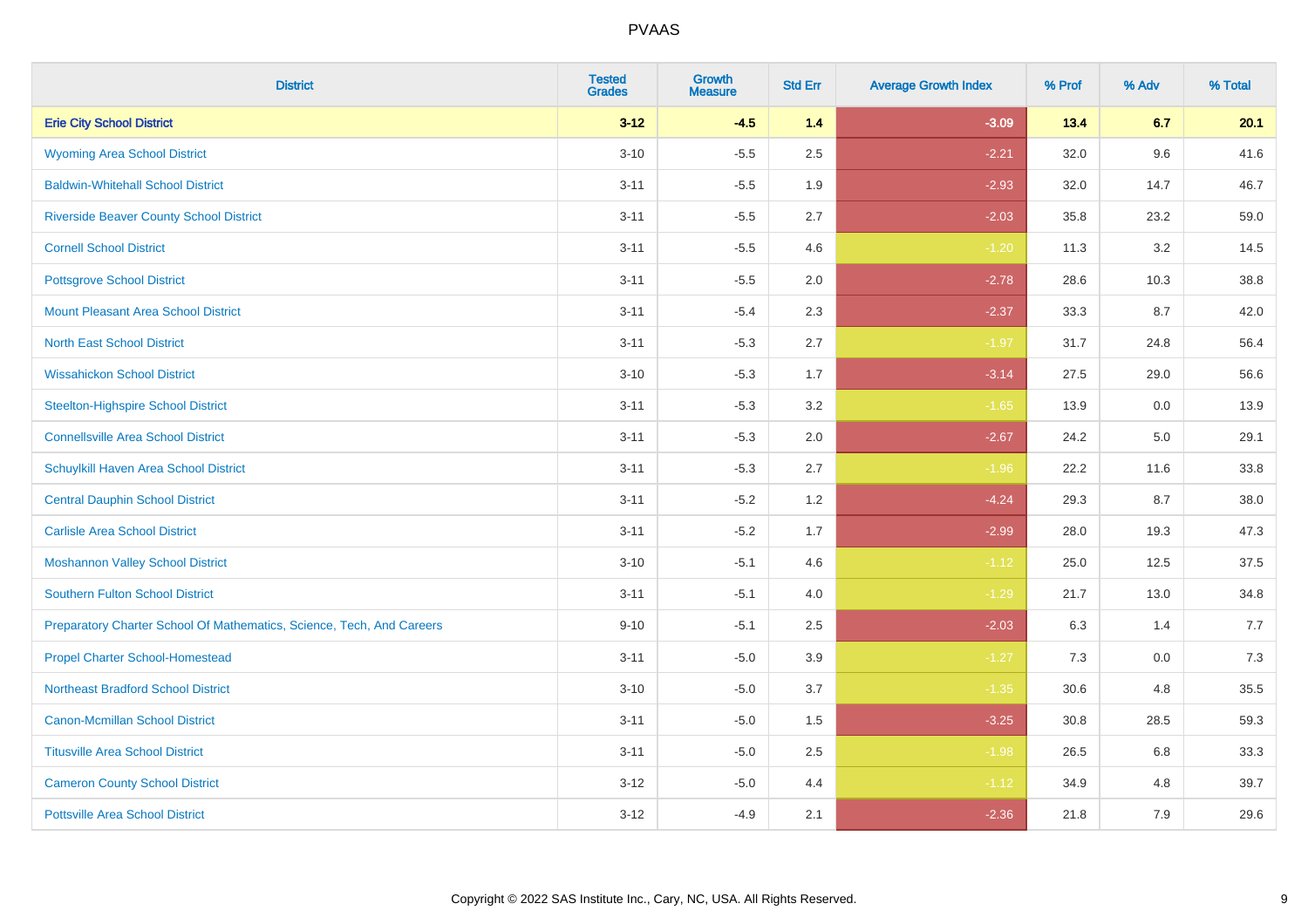# PVAAS

| District | Tested Grades | Growth Measure | Std Err | Average Growth Index | % Prof | % Adv | % Total |
|---|---|---|---|---|---|---|---|
| **Erie City School District** | **3-12** | **-4.5** | **1.4** | **-3.09** | **13.4** | **6.7** | **20.1** |
| Wyoming Area School District | 3-10 | -5.5 | 2.5 | -2.21 | 32.0 | 9.6 | 41.6 |
| Baldwin-Whitehall School District | 3-11 | -5.5 | 1.9 | -2.93 | 32.0 | 14.7 | 46.7 |
| Riverside Beaver County School District | 3-11 | -5.5 | 2.7 | -2.03 | 35.8 | 23.2 | 59.0 |
| Cornell School District | 3-11 | -5.5 | 4.6 | -1.20 | 11.3 | 3.2 | 14.5 |
| Pottsgrove School District | 3-11 | -5.5 | 2.0 | -2.78 | 28.6 | 10.3 | 38.8 |
| Mount Pleasant Area School District | 3-11 | -5.4 | 2.3 | -2.37 | 33.3 | 8.7 | 42.0 |
| North East School District | 3-11 | -5.3 | 2.7 | -1.97 | 31.7 | 24.8 | 56.4 |
| Wissahickon School District | 3-10 | -5.3 | 1.7 | -3.14 | 27.5 | 29.0 | 56.6 |
| Steelton-Highspire School District | 3-11 | -5.3 | 3.2 | -1.65 | 13.9 | 0.0 | 13.9 |
| Connellsville Area School District | 3-11 | -5.3 | 2.0 | -2.67 | 24.2 | 5.0 | 29.1 |
| Schuylkill Haven Area School District | 3-11 | -5.3 | 2.7 | -1.96 | 22.2 | 11.6 | 33.8 |
| Central Dauphin School District | 3-11 | -5.2 | 1.2 | -4.24 | 29.3 | 8.7 | 38.0 |
| Carlisle Area School District | 3-11 | -5.2 | 1.7 | -2.99 | 28.0 | 19.3 | 47.3 |
| Moshannon Valley School District | 3-10 | -5.1 | 4.6 | -1.12 | 25.0 | 12.5 | 37.5 |
| Southern Fulton School District | 3-11 | -5.1 | 4.0 | -1.29 | 21.7 | 13.0 | 34.8 |
| Preparatory Charter School Of Mathematics, Science, Tech, And Careers | 9-10 | -5.1 | 2.5 | -2.03 | 6.3 | 1.4 | 7.7 |
| Propel Charter School-Homestead | 3-11 | -5.0 | 3.9 | -1.27 | 7.3 | 0.0 | 7.3 |
| Northeast Bradford School District | 3-10 | -5.0 | 3.7 | -1.35 | 30.6 | 4.8 | 35.5 |
| Canon-Mcmillan School District | 3-11 | -5.0 | 1.5 | -3.25 | 30.8 | 28.5 | 59.3 |
| Titusville Area School District | 3-11 | -5.0 | 2.5 | -1.98 | 26.5 | 6.8 | 33.3 |
| Cameron County School District | 3-12 | -5.0 | 4.4 | -1.12 | 34.9 | 4.8 | 39.7 |
| Pottsville Area School District | 3-12 | -4.9 | 2.1 | -2.36 | 21.8 | 7.9 | 29.6 |

Copyright © 2022 SAS Institute Inc., Cary, NC, USA. All Rights Reserved.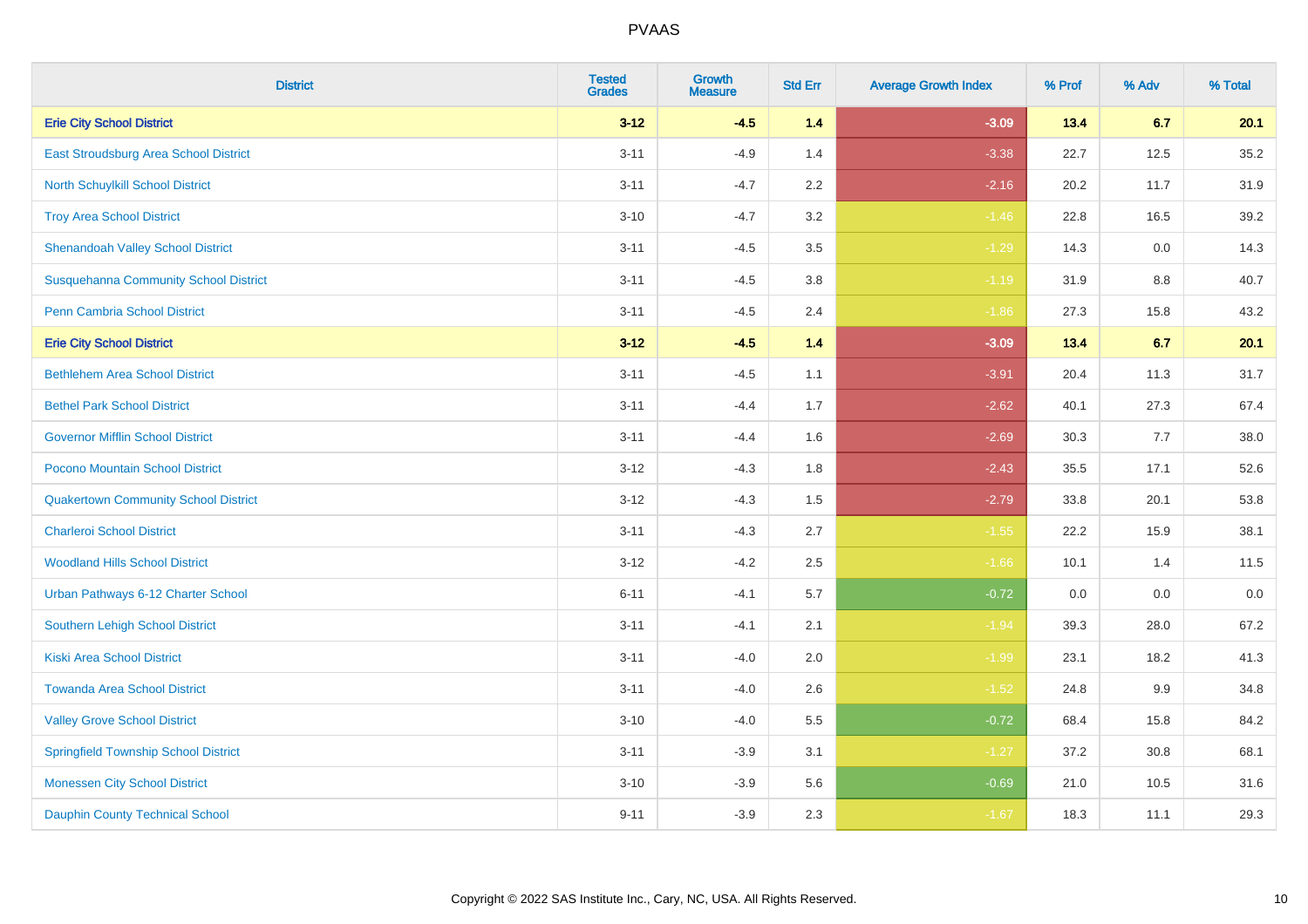| District | Tested Grades | Growth Measure | Std Err | Average Growth Index | % Prof | % Adv | % Total |
|---|---|---|---|---|---|---|---|
| **Erie City School District** | **3-12** | **-4.5** | **1.4** | **-3.09** | **13.4** | **6.7** | **20.1** |
| East Stroudsburg Area School District | 3-11 | -4.9 | 1.4 | -3.38 | 22.7 | 12.5 | 35.2 |
| North Schuylkill School District | 3-11 | -4.7 | 2.2 | -2.16 | 20.2 | 11.7 | 31.9 |
| Troy Area School District | 3-10 | -4.7 | 3.2 | -1.46 | 22.8 | 16.5 | 39.2 |
| Shenandoah Valley School District | 3-11 | -4.5 | 3.5 | -1.29 | 14.3 | 0.0 | 14.3 |
| Susquehanna Community School District | 3-11 | -4.5 | 3.8 | -1.19 | 31.9 | 8.8 | 40.7 |
| Penn Cambria School District | 3-11 | -4.5 | 2.4 | -1.86 | 27.3 | 15.8 | 43.2 |
| **Erie City School District** | **3-12** | **-4.5** | **1.4** | **-3.09** | **13.4** | **6.7** | **20.1** |
| Bethlehem Area School District | 3-11 | -4.5 | 1.1 | -3.91 | 20.4 | 11.3 | 31.7 |
| Bethel Park School District | 3-11 | -4.4 | 1.7 | -2.62 | 40.1 | 27.3 | 67.4 |
| Governor Mifflin School District | 3-11 | -4.4 | 1.6 | -2.69 | 30.3 | 7.7 | 38.0 |
| Pocono Mountain School District | 3-12 | -4.3 | 1.8 | -2.43 | 35.5 | 17.1 | 52.6 |
| Quakertown Community School District | 3-12 | -4.3 | 1.5 | -2.79 | 33.8 | 20.1 | 53.8 |
| Charleroi School District | 3-11 | -4.3 | 2.7 | -1.55 | 22.2 | 15.9 | 38.1 |
| Woodland Hills School District | 3-12 | -4.2 | 2.5 | -1.66 | 10.1 | 1.4 | 11.5 |
| Urban Pathways 6-12 Charter School | 6-11 | -4.1 | 5.7 | -0.72 | 0.0 | 0.0 | 0.0 |
| Southern Lehigh School District | 3-11 | -4.1 | 2.1 | -1.94 | 39.3 | 28.0 | 67.2 |
| Kiski Area School District | 3-11 | -4.0 | 2.0 | -1.99 | 23.1 | 18.2 | 41.3 |
| Towanda Area School District | 3-11 | -4.0 | 2.6 | -1.52 | 24.8 | 9.9 | 34.8 |
| Valley Grove School District | 3-10 | -4.0 | 5.5 | -0.72 | 68.4 | 15.8 | 84.2 |
| Springfield Township School District | 3-11 | -3.9 | 3.1 | -1.27 | 37.2 | 30.8 | 68.1 |
| Monessen City School District | 3-10 | -3.9 | 5.6 | -0.69 | 21.0 | 10.5 | 31.6 |
| Dauphin County Technical School | 9-11 | -3.9 | 2.3 | -1.67 | 18.3 | 11.1 | 29.3 |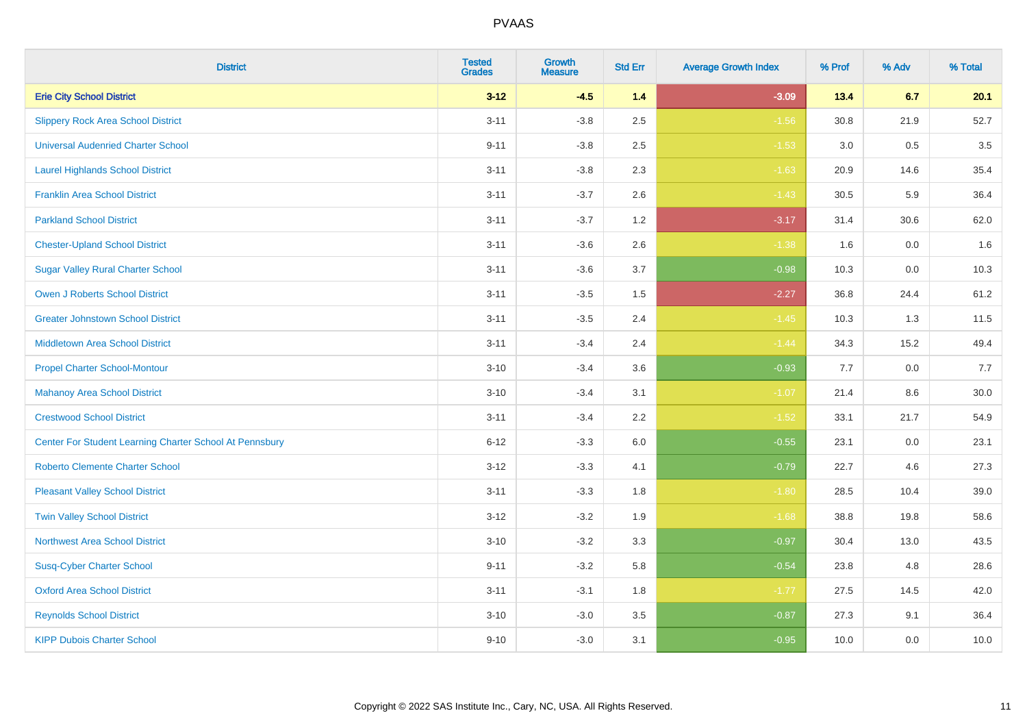# PVAAS

| District | Tested Grades | Growth Measure | Std Err | Average Growth Index | % Prof | % Adv | % Total |
|---|---|---|---|---|---|---|---|
| **Erie City School District** | **3-12** | **-4.5** | **1.4** | **-3.09** | **13.4** | **6.7** | **20.1** |
| Slippery Rock Area School District | 3-11 | -3.8 | 2.5 | -1.56 | 30.8 | 21.9 | 52.7 |
| Universal Audenried Charter School | 9-11 | -3.8 | 2.5 | -1.53 | 3.0 | 0.5 | 3.5 |
| Laurel Highlands School District | 3-11 | -3.8 | 2.3 | -1.63 | 20.9 | 14.6 | 35.4 |
| Franklin Area School District | 3-11 | -3.7 | 2.6 | -1.43 | 30.5 | 5.9 | 36.4 |
| Parkland School District | 3-11 | -3.7 | 1.2 | -3.17 | 31.4 | 30.6 | 62.0 |
| Chester-Upland School District | 3-11 | -3.6 | 2.6 | -1.38 | 1.6 | 0.0 | 1.6 |
| Sugar Valley Rural Charter School | 3-11 | -3.6 | 3.7 | -0.98 | 10.3 | 0.0 | 10.3 |
| Owen J Roberts School District | 3-11 | -3.5 | 1.5 | -2.27 | 36.8 | 24.4 | 61.2 |
| Greater Johnstown School District | 3-11 | -3.5 | 2.4 | -1.45 | 10.3 | 1.3 | 11.5 |
| Middletown Area School District | 3-11 | -3.4 | 2.4 | -1.44 | 34.3 | 15.2 | 49.4 |
| Propel Charter School-Montour | 3-10 | -3.4 | 3.6 | -0.93 | 7.7 | 0.0 | 7.7 |
| Mahanoy Area School District | 3-10 | -3.4 | 3.1 | -1.07 | 21.4 | 8.6 | 30.0 |
| Crestwood School District | 3-11 | -3.4 | 2.2 | -1.52 | 33.1 | 21.7 | 54.9 |
| Center For Student Learning Charter School At Pennsbury | 6-12 | -3.3 | 6.0 | -0.55 | 23.1 | 0.0 | 23.1 |
| Roberto Clemente Charter School | 3-12 | -3.3 | 4.1 | -0.79 | 22.7 | 4.6 | 27.3 |
| Pleasant Valley School District | 3-11 | -3.3 | 1.8 | -1.80 | 28.5 | 10.4 | 39.0 |
| Twin Valley School District | 3-12 | -3.2 | 1.9 | -1.68 | 38.8 | 19.8 | 58.6 |
| Northwest Area School District | 3-10 | -3.2 | 3.3 | -0.97 | 30.4 | 13.0 | 43.5 |
| Susq-Cyber Charter School | 9-11 | -3.2 | 5.8 | -0.54 | 23.8 | 4.8 | 28.6 |
| Oxford Area School District | 3-11 | -3.1 | 1.8 | -1.77 | 27.5 | 14.5 | 42.0 |
| Reynolds School District | 3-10 | -3.0 | 3.5 | -0.87 | 27.3 | 9.1 | 36.4 |
| KIPP Dubois Charter School | 9-10 | -3.0 | 3.1 | -0.95 | 10.0 | 0.0 | 10.0 |

Copyright © 2022 SAS Institute Inc., Cary, NC, USA. All Rights Reserved.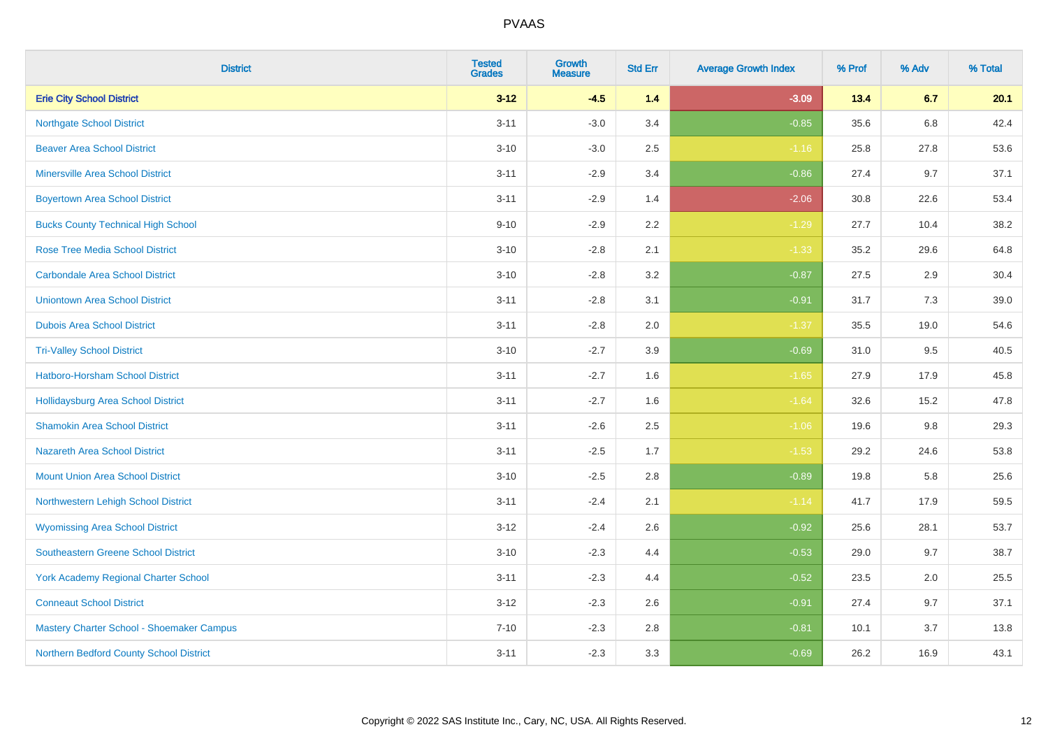PVAAS

| District | Tested Grades | Growth Measure | Std Err | Average Growth Index | % Prof | % Adv | % Total |
|---|---|---|---|---|---|---|---|
| **Erie City School District** | **3-12** | **-4.5** | **1.4** | **-3.09** | **13.4** | **6.7** | **20.1** |
| Northgate School District | 3-11 | -3.0 | 3.4 | -0.85 | 35.6 | 6.8 | 42.4 |
| Beaver Area School District | 3-10 | -3.0 | 2.5 | -1.16 | 25.8 | 27.8 | 53.6 |
| Minersville Area School District | 3-11 | -2.9 | 3.4 | -0.86 | 27.4 | 9.7 | 37.1 |
| Boyertown Area School District | 3-11 | -2.9 | 1.4 | -2.06 | 30.8 | 22.6 | 53.4 |
| Bucks County Technical High School | 9-10 | -2.9 | 2.2 | -1.29 | 27.7 | 10.4 | 38.2 |
| Rose Tree Media School District | 3-10 | -2.8 | 2.1 | -1.33 | 35.2 | 29.6 | 64.8 |
| Carbondale Area School District | 3-10 | -2.8 | 3.2 | -0.87 | 27.5 | 2.9 | 30.4 |
| Uniontown Area School District | 3-11 | -2.8 | 3.1 | -0.91 | 31.7 | 7.3 | 39.0 |
| Dubois Area School District | 3-11 | -2.8 | 2.0 | -1.37 | 35.5 | 19.0 | 54.6 |
| Tri-Valley School District | 3-10 | -2.7 | 3.9 | -0.69 | 31.0 | 9.5 | 40.5 |
| Hatboro-Horsham School District | 3-11 | -2.7 | 1.6 | -1.65 | 27.9 | 17.9 | 45.8 |
| Hollidaysburg Area School District | 3-11 | -2.7 | 1.6 | -1.64 | 32.6 | 15.2 | 47.8 |
| Shamokin Area School District | 3-11 | -2.6 | 2.5 | -1.06 | 19.6 | 9.8 | 29.3 |
| Nazareth Area School District | 3-11 | -2.5 | 1.7 | -1.53 | 29.2 | 24.6 | 53.8 |
| Mount Union Area School District | 3-10 | -2.5 | 2.8 | -0.89 | 19.8 | 5.8 | 25.6 |
| Northwestern Lehigh School District | 3-11 | -2.4 | 2.1 | -1.14 | 41.7 | 17.9 | 59.5 |
| Wyomissing Area School District | 3-12 | -2.4 | 2.6 | -0.92 | 25.6 | 28.1 | 53.7 |
| Southeastern Greene School District | 3-10 | -2.3 | 4.4 | -0.53 | 29.0 | 9.7 | 38.7 |
| York Academy Regional Charter School | 3-11 | -2.3 | 4.4 | -0.52 | 23.5 | 2.0 | 25.5 |
| Conneaut School District | 3-12 | -2.3 | 2.6 | -0.91 | 27.4 | 9.7 | 37.1 |
| Mastery Charter School - Shoemaker Campus | 7-10 | -2.3 | 2.8 | -0.81 | 10.1 | 3.7 | 13.8 |
| Northern Bedford County School District | 3-11 | -2.3 | 3.3 | -0.69 | 26.2 | 16.9 | 43.1 |

Copyright © 2022 SAS Institute Inc., Cary, NC, USA. All Rights Reserved.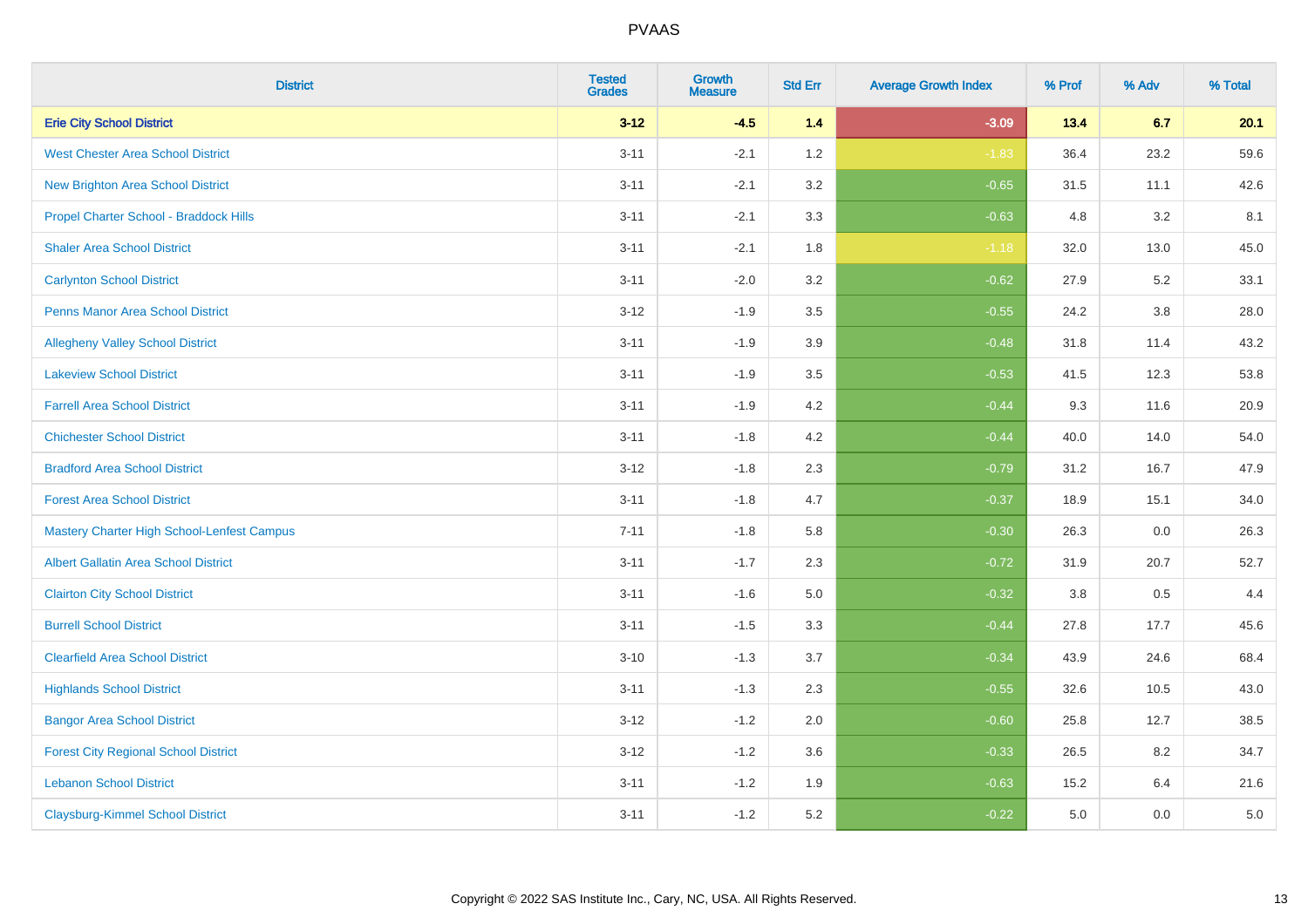# PVAAS

| District | Tested Grades | Growth Measure | Std Err | Average Growth Index | % Prof | % Adv | % Total |
|---|---|---|---|---|---|---|---|
| **Erie City School District** | **3-12** | **-4.5** | **1.4** | **-3.09** | **13.4** | **6.7** | **20.1** |
| West Chester Area School District | 3-11 | -2.1 | 1.2 | -1.83 | 36.4 | 23.2 | 59.6 |
| New Brighton Area School District | 3-11 | -2.1 | 3.2 | -0.65 | 31.5 | 11.1 | 42.6 |
| Propel Charter School - Braddock Hills | 3-11 | -2.1 | 3.3 | -0.63 | 4.8 | 3.2 | 8.1 |
| Shaler Area School District | 3-11 | -2.1 | 1.8 | -1.18 | 32.0 | 13.0 | 45.0 |
| Carlynton School District | 3-11 | -2.0 | 3.2 | -0.62 | 27.9 | 5.2 | 33.1 |
| Penns Manor Area School District | 3-12 | -1.9 | 3.5 | -0.55 | 24.2 | 3.8 | 28.0 |
| Allegheny Valley School District | 3-11 | -1.9 | 3.9 | -0.48 | 31.8 | 11.4 | 43.2 |
| Lakeview School District | 3-11 | -1.9 | 3.5 | -0.53 | 41.5 | 12.3 | 53.8 |
| Farrell Area School District | 3-11 | -1.9 | 4.2 | -0.44 | 9.3 | 11.6 | 20.9 |
| Chichester School District | 3-11 | -1.8 | 4.2 | -0.44 | 40.0 | 14.0 | 54.0 |
| Bradford Area School District | 3-12 | -1.8 | 2.3 | -0.79 | 31.2 | 16.7 | 47.9 |
| Forest Area School District | 3-11 | -1.8 | 4.7 | -0.37 | 18.9 | 15.1 | 34.0 |
| Mastery Charter High School-Lenfest Campus | 7-11 | -1.8 | 5.8 | -0.30 | 26.3 | 0.0 | 26.3 |
| Albert Gallatin Area School District | 3-11 | -1.7 | 2.3 | -0.72 | 31.9 | 20.7 | 52.7 |
| Clairton City School District | 3-11 | -1.6 | 5.0 | -0.32 | 3.8 | 0.5 | 4.4 |
| Burrell School District | 3-11 | -1.5 | 3.3 | -0.44 | 27.8 | 17.7 | 45.6 |
| Clearfield Area School District | 3-10 | -1.3 | 3.7 | -0.34 | 43.9 | 24.6 | 68.4 |
| Highlands School District | 3-11 | -1.3 | 2.3 | -0.55 | 32.6 | 10.5 | 43.0 |
| Bangor Area School District | 3-12 | -1.2 | 2.0 | -0.60 | 25.8 | 12.7 | 38.5 |
| Forest City Regional School District | 3-12 | -1.2 | 3.6 | -0.33 | 26.5 | 8.2 | 34.7 |
| Lebanon School District | 3-11 | -1.2 | 1.9 | -0.63 | 15.2 | 6.4 | 21.6 |
| Claysburg-Kimmel School District | 3-11 | -1.2 | 5.2 | -0.22 | 5.0 | 0.0 | 5.0 |

Copyright © 2022 SAS Institute Inc., Cary, NC, USA. All Rights Reserved.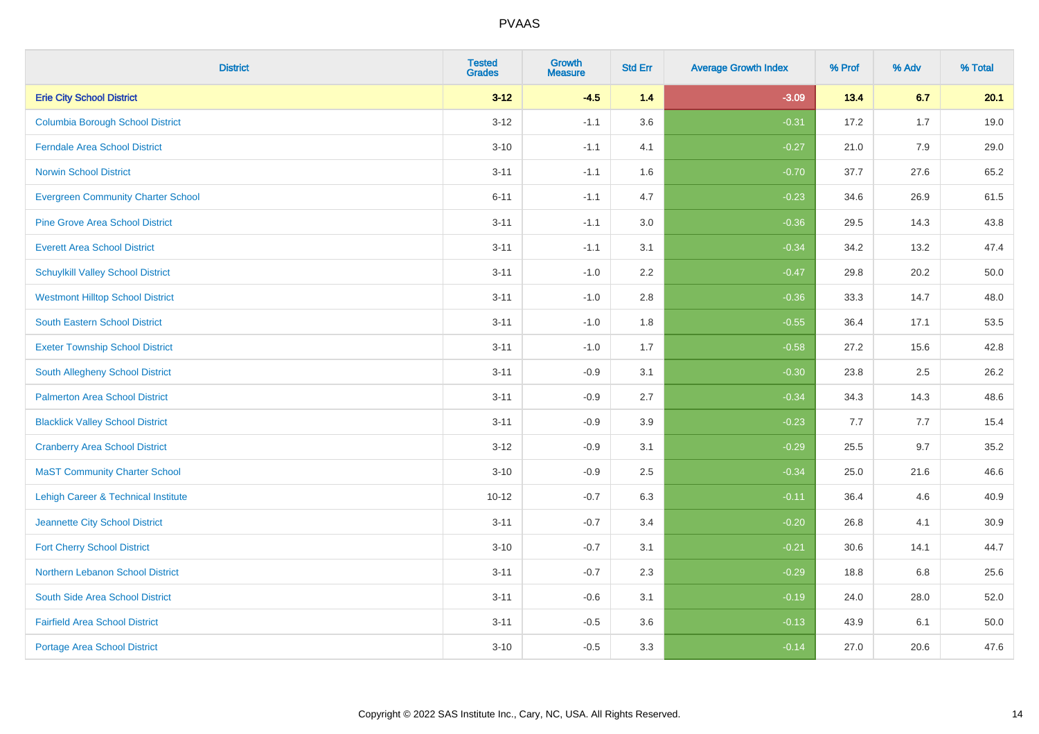# PVAAS

| District | Tested Grades | Growth Measure | Std Err | Average Growth Index | % Prof | % Adv | % Total |
|---|---|---|---|---|---|---|---|
| **Erie City School District** | **3-12** | **-4.5** | **1.4** | **-3.09** | **13.4** | **6.7** | **20.1** |
| Columbia Borough School District | 3-12 | -1.1 | 3.6 | -0.31 | 17.2 | 1.7 | 19.0 |
| Ferndale Area School District | 3-10 | -1.1 | 4.1 | -0.27 | 21.0 | 7.9 | 29.0 |
| Norwin School District | 3-11 | -1.1 | 1.6 | -0.70 | 37.7 | 27.6 | 65.2 |
| Evergreen Community Charter School | 6-11 | -1.1 | 4.7 | -0.23 | 34.6 | 26.9 | 61.5 |
| Pine Grove Area School District | 3-11 | -1.1 | 3.0 | -0.36 | 29.5 | 14.3 | 43.8 |
| Everett Area School District | 3-11 | -1.1 | 3.1 | -0.34 | 34.2 | 13.2 | 47.4 |
| Schuylkill Valley School District | 3-11 | -1.0 | 2.2 | -0.47 | 29.8 | 20.2 | 50.0 |
| Westmont Hilltop School District | 3-11 | -1.0 | 2.8 | -0.36 | 33.3 | 14.7 | 48.0 |
| South Eastern School District | 3-11 | -1.0 | 1.8 | -0.55 | 36.4 | 17.1 | 53.5 |
| Exeter Township School District | 3-11 | -1.0 | 1.7 | -0.58 | 27.2 | 15.6 | 42.8 |
| South Allegheny School District | 3-11 | -0.9 | 3.1 | -0.30 | 23.8 | 2.5 | 26.2 |
| Palmerton Area School District | 3-11 | -0.9 | 2.7 | -0.34 | 34.3 | 14.3 | 48.6 |
| Blacklick Valley School District | 3-11 | -0.9 | 3.9 | -0.23 | 7.7 | 7.7 | 15.4 |
| Cranberry Area School District | 3-12 | -0.9 | 3.1 | -0.29 | 25.5 | 9.7 | 35.2 |
| MaST Community Charter School | 3-10 | -0.9 | 2.5 | -0.34 | 25.0 | 21.6 | 46.6 |
| Lehigh Career & Technical Institute | 10-12 | -0.7 | 6.3 | -0.11 | 36.4 | 4.6 | 40.9 |
| Jeannette City School District | 3-11 | -0.7 | 3.4 | -0.20 | 26.8 | 4.1 | 30.9 |
| Fort Cherry School District | 3-10 | -0.7 | 3.1 | -0.21 | 30.6 | 14.1 | 44.7 |
| Northern Lebanon School District | 3-11 | -0.7 | 2.3 | -0.29 | 18.8 | 6.8 | 25.6 |
| South Side Area School District | 3-11 | -0.6 | 3.1 | -0.19 | 24.0 | 28.0 | 52.0 |
| Fairfield Area School District | 3-11 | -0.5 | 3.6 | -0.13 | 43.9 | 6.1 | 50.0 |
| Portage Area School District | 3-10 | -0.5 | 3.3 | -0.14 | 27.0 | 20.6 | 47.6 |

Copyright © 2022 SAS Institute Inc., Cary, NC, USA. All Rights Reserved.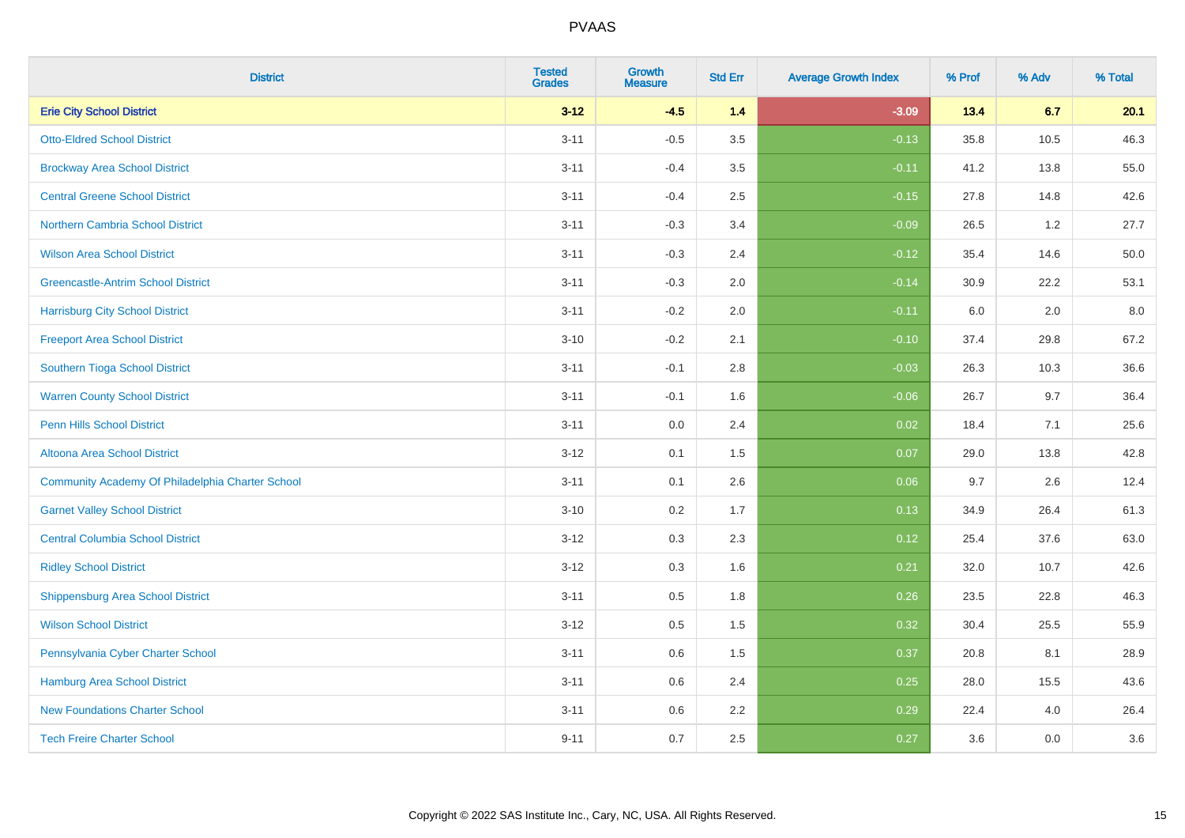| District | Tested Grades | Growth Measure | Std Err | Average Growth Index | % Prof | % Adv | % Total |
|---|---|---|---|---|---|---|---|
| **Erie City School District** | **3-12** | **-4.5** | **1.4** | **-3.09** | **13.4** | **6.7** | **20.1** |
| Otto-Eldred School District | 3-11 | -0.5 | 3.5 | -0.13 | 35.8 | 10.5 | 46.3 |
| Brockway Area School District | 3-11 | -0.4 | 3.5 | -0.11 | 41.2 | 13.8 | 55.0 |
| Central Greene School District | 3-11 | -0.4 | 2.5 | -0.15 | 27.8 | 14.8 | 42.6 |
| Northern Cambria School District | 3-11 | -0.3 | 3.4 | -0.09 | 26.5 | 1.2 | 27.7 |
| Wilson Area School District | 3-11 | -0.3 | 2.4 | -0.12 | 35.4 | 14.6 | 50.0 |
| Greencastle-Antrim School District | 3-11 | -0.3 | 2.0 | -0.14 | 30.9 | 22.2 | 53.1 |
| Harrisburg City School District | 3-11 | -0.2 | 2.0 | -0.11 | 6.0 | 2.0 | 8.0 |
| Freeport Area School District | 3-10 | -0.2 | 2.1 | -0.10 | 37.4 | 29.8 | 67.2 |
| Southern Tioga School District | 3-11 | -0.1 | 2.8 | -0.03 | 26.3 | 10.3 | 36.6 |
| Warren County School District | 3-11 | -0.1 | 1.6 | -0.06 | 26.7 | 9.7 | 36.4 |
| Penn Hills School District | 3-11 | 0.0 | 2.4 | 0.02 | 18.4 | 7.1 | 25.6 |
| Altoona Area School District | 3-12 | 0.1 | 1.5 | 0.07 | 29.0 | 13.8 | 42.8 |
| Community Academy Of Philadelphia Charter School | 3-11 | 0.1 | 2.6 | 0.06 | 9.7 | 2.6 | 12.4 |
| Garnet Valley School District | 3-10 | 0.2 | 1.7 | 0.13 | 34.9 | 26.4 | 61.3 |
| Central Columbia School District | 3-12 | 0.3 | 2.3 | 0.12 | 25.4 | 37.6 | 63.0 |
| Ridley School District | 3-12 | 0.3 | 1.6 | 0.21 | 32.0 | 10.7 | 42.6 |
| Shippensburg Area School District | 3-11 | 0.5 | 1.8 | 0.26 | 23.5 | 22.8 | 46.3 |
| Wilson School District | 3-12 | 0.5 | 1.5 | 0.32 | 30.4 | 25.5 | 55.9 |
| Pennsylvania Cyber Charter School | 3-11 | 0.6 | 1.5 | 0.37 | 20.8 | 8.1 | 28.9 |
| Hamburg Area School District | 3-11 | 0.6 | 2.4 | 0.25 | 28.0 | 15.5 | 43.6 |
| New Foundations Charter School | 3-11 | 0.6 | 2.2 | 0.29 | 22.4 | 4.0 | 26.4 |
| Tech Freire Charter School | 9-11 | 0.7 | 2.5 | 0.27 | 3.6 | 0.0 | 3.6 |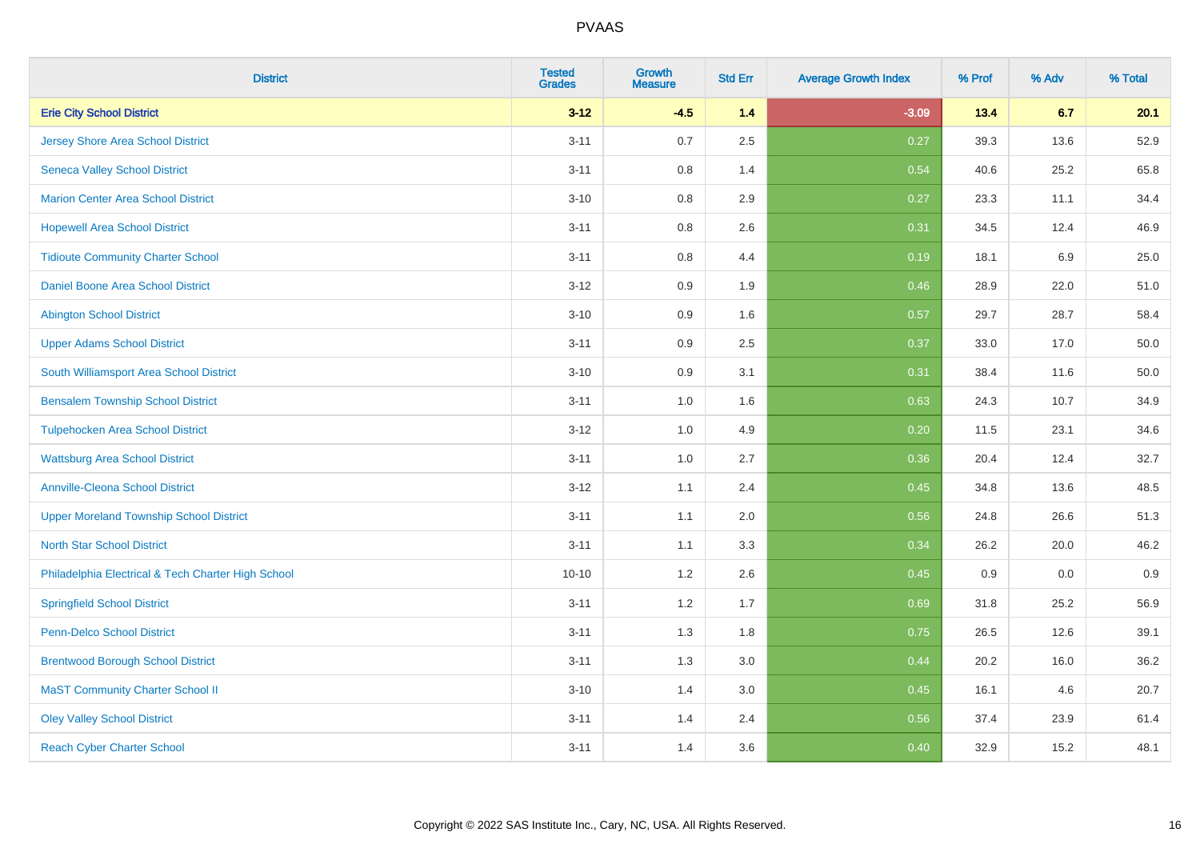# PVAAS

| District | Tested Grades | Growth Measure | Std Err | Average Growth Index | % Prof | % Adv | % Total |
|---|---|---|---|---|---|---|---|
| **Erie City School District** | **3-12** | **-4.5** | **1.4** | **-3.09** | **13.4** | **6.7** | **20.1** |
| Jersey Shore Area School District | 3-11 | 0.7 | 2.5 | 0.27 | 39.3 | 13.6 | 52.9 |
| Seneca Valley School District | 3-11 | 0.8 | 1.4 | 0.54 | 40.6 | 25.2 | 65.8 |
| Marion Center Area School District | 3-10 | 0.8 | 2.9 | 0.27 | 23.3 | 11.1 | 34.4 |
| Hopewell Area School District | 3-11 | 0.8 | 2.6 | 0.31 | 34.5 | 12.4 | 46.9 |
| Tidioute Community Charter School | 3-11 | 0.8 | 4.4 | 0.19 | 18.1 | 6.9 | 25.0 |
| Daniel Boone Area School District | 3-12 | 0.9 | 1.9 | 0.46 | 28.9 | 22.0 | 51.0 |
| Abington School District | 3-10 | 0.9 | 1.6 | 0.57 | 29.7 | 28.7 | 58.4 |
| Upper Adams School District | 3-11 | 0.9 | 2.5 | 0.37 | 33.0 | 17.0 | 50.0 |
| South Williamsport Area School District | 3-10 | 0.9 | 3.1 | 0.31 | 38.4 | 11.6 | 50.0 |
| Bensalem Township School District | 3-11 | 1.0 | 1.6 | 0.63 | 24.3 | 10.7 | 34.9 |
| Tulpehocken Area School District | 3-12 | 1.0 | 4.9 | 0.20 | 11.5 | 23.1 | 34.6 |
| Wattsburg Area School District | 3-11 | 1.0 | 2.7 | 0.36 | 20.4 | 12.4 | 32.7 |
| Annville-Cleona School District | 3-12 | 1.1 | 2.4 | 0.45 | 34.8 | 13.6 | 48.5 |
| Upper Moreland Township School District | 3-11 | 1.1 | 2.0 | 0.56 | 24.8 | 26.6 | 51.3 |
| North Star School District | 3-11 | 1.1 | 3.3 | 0.34 | 26.2 | 20.0 | 46.2 |
| Philadelphia Electrical & Tech Charter High School | 10-10 | 1.2 | 2.6 | 0.45 | 0.9 | 0.0 | 0.9 |
| Springfield School District | 3-11 | 1.2 | 1.7 | 0.69 | 31.8 | 25.2 | 56.9 |
| Penn-Delco School District | 3-11 | 1.3 | 1.8 | 0.75 | 26.5 | 12.6 | 39.1 |
| Brentwood Borough School District | 3-11 | 1.3 | 3.0 | 0.44 | 20.2 | 16.0 | 36.2 |
| MaST Community Charter School II | 3-10 | 1.4 | 3.0 | 0.45 | 16.1 | 4.6 | 20.7 |
| Oley Valley School District | 3-11 | 1.4 | 2.4 | 0.56 | 37.4 | 23.9 | 61.4 |
| Reach Cyber Charter School | 3-11 | 1.4 | 3.6 | 0.40 | 32.9 | 15.2 | 48.1 |

Copyright © 2022 SAS Institute Inc., Cary, NC, USA. All Rights Reserved.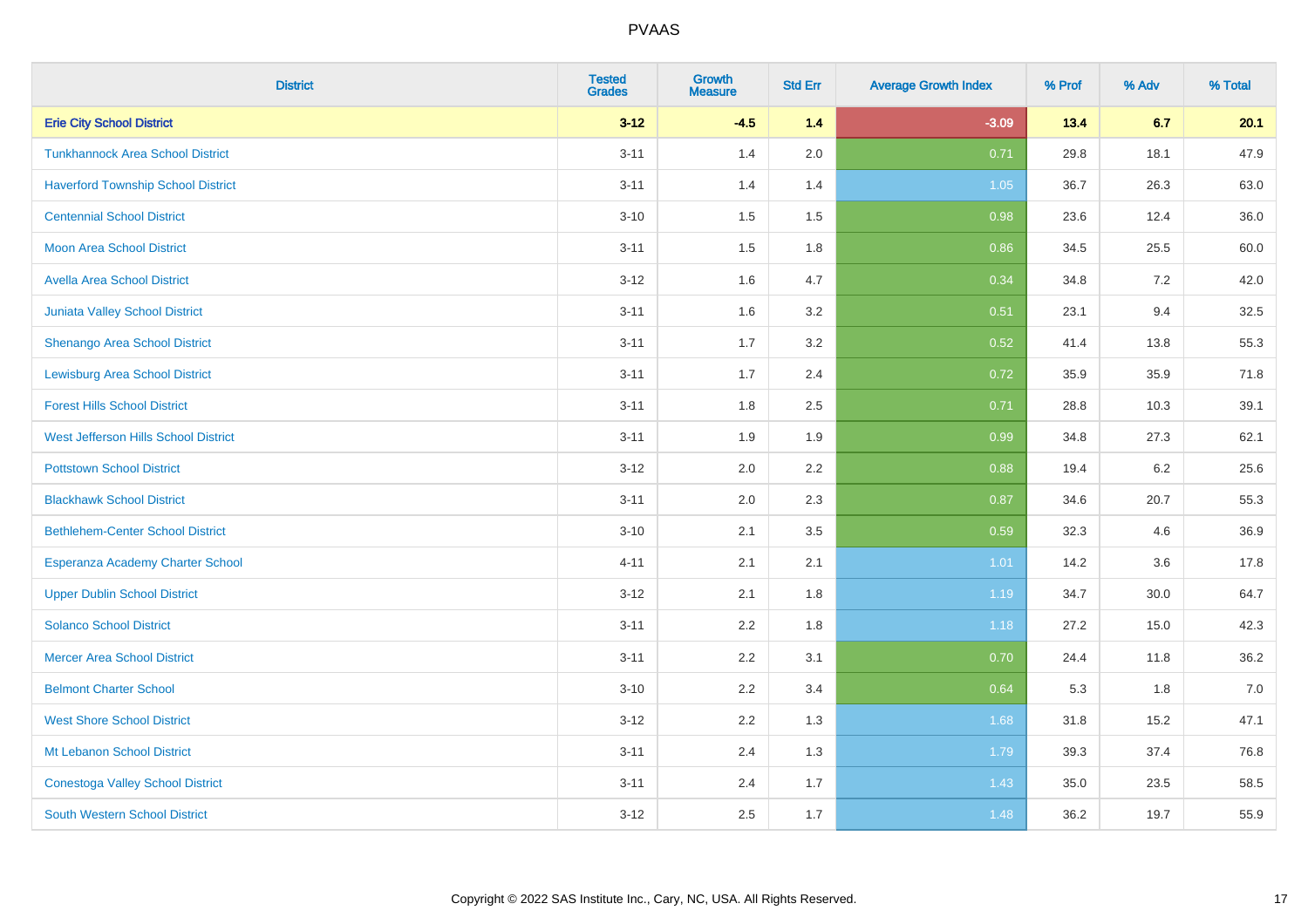| District | Tested Grades | Growth Measure | Std Err | Average Growth Index | % Prof | % Adv | % Total |
|---|---|---|---|---|---|---|---|
| **Erie City School District** | **3-12** | **-4.5** | **1.4** | **-3.09** | **13.4** | **6.7** | **20.1** |
| Tunkhannock Area School District | 3-11 | 1.4 | 2.0 | 0.71 | 29.8 | 18.1 | 47.9 |
| Haverford Township School District | 3-11 | 1.4 | 1.4 | 1.05 | 36.7 | 26.3 | 63.0 |
| Centennial School District | 3-10 | 1.5 | 1.5 | 0.98 | 23.6 | 12.4 | 36.0 |
| Moon Area School District | 3-11 | 1.5 | 1.8 | 0.86 | 34.5 | 25.5 | 60.0 |
| Avella Area School District | 3-12 | 1.6 | 4.7 | 0.34 | 34.8 | 7.2 | 42.0 |
| Juniata Valley School District | 3-11 | 1.6 | 3.2 | 0.51 | 23.1 | 9.4 | 32.5 |
| Shenango Area School District | 3-11 | 1.7 | 3.2 | 0.52 | 41.4 | 13.8 | 55.3 |
| Lewisburg Area School District | 3-11 | 1.7 | 2.4 | 0.72 | 35.9 | 35.9 | 71.8 |
| Forest Hills School District | 3-11 | 1.8 | 2.5 | 0.71 | 28.8 | 10.3 | 39.1 |
| West Jefferson Hills School District | 3-11 | 1.9 | 1.9 | 0.99 | 34.8 | 27.3 | 62.1 |
| Pottstown School District | 3-12 | 2.0 | 2.2 | 0.88 | 19.4 | 6.2 | 25.6 |
| Blackhawk School District | 3-11 | 2.0 | 2.3 | 0.87 | 34.6 | 20.7 | 55.3 |
| Bethlehem-Center School District | 3-10 | 2.1 | 3.5 | 0.59 | 32.3 | 4.6 | 36.9 |
| Esperanza Academy Charter School | 4-11 | 2.1 | 2.1 | 1.01 | 14.2 | 3.6 | 17.8 |
| Upper Dublin School District | 3-12 | 2.1 | 1.8 | 1.19 | 34.7 | 30.0 | 64.7 |
| Solanco School District | 3-11 | 2.2 | 1.8 | 1.18 | 27.2 | 15.0 | 42.3 |
| Mercer Area School District | 3-11 | 2.2 | 3.1 | 0.70 | 24.4 | 11.8 | 36.2 |
| Belmont Charter School | 3-10 | 2.2 | 3.4 | 0.64 | 5.3 | 1.8 | 7.0 |
| West Shore School District | 3-12 | 2.2 | 1.3 | 1.68 | 31.8 | 15.2 | 47.1 |
| Mt Lebanon School District | 3-11 | 2.4 | 1.3 | 1.79 | 39.3 | 37.4 | 76.8 |
| Conestoga Valley School District | 3-11 | 2.4 | 1.7 | 1.43 | 35.0 | 23.5 | 58.5 |
| South Western School District | 3-12 | 2.5 | 1.7 | 1.48 | 36.2 | 19.7 | 55.9 |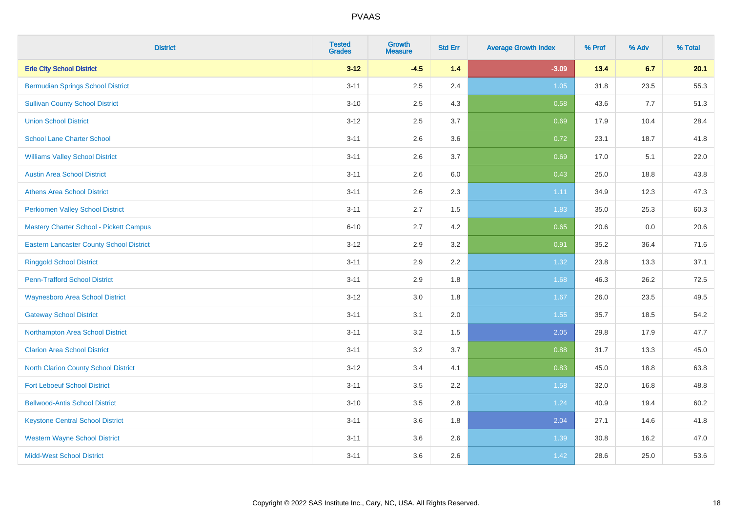PVAAS

| District | Tested Grades | Growth Measure | Std Err | Average Growth Index | % Prof | % Adv | % Total |
|---|---|---|---|---|---|---|---|
| **Erie City School District** | **3-12** | **-4.5** | **1.4** | **-3.09** | **13.4** | **6.7** | **20.1** |
| Bermudian Springs School District | 3-11 | 2.5 | 2.4 | 1.05 | 31.8 | 23.5 | 55.3 |
| Sullivan County School District | 3-10 | 2.5 | 4.3 | 0.58 | 43.6 | 7.7 | 51.3 |
| Union School District | 3-12 | 2.5 | 3.7 | 0.69 | 17.9 | 10.4 | 28.4 |
| School Lane Charter School | 3-11 | 2.6 | 3.6 | 0.72 | 23.1 | 18.7 | 41.8 |
| Williams Valley School District | 3-11 | 2.6 | 3.7 | 0.69 | 17.0 | 5.1 | 22.0 |
| Austin Area School District | 3-11 | 2.6 | 6.0 | 0.43 | 25.0 | 18.8 | 43.8 |
| Athens Area School District | 3-11 | 2.6 | 2.3 | 1.11 | 34.9 | 12.3 | 47.3 |
| Perkiomen Valley School District | 3-11 | 2.7 | 1.5 | 1.83 | 35.0 | 25.3 | 60.3 |
| Mastery Charter School - Pickett Campus | 6-10 | 2.7 | 4.2 | 0.65 | 20.6 | 0.0 | 20.6 |
| Eastern Lancaster County School District | 3-12 | 2.9 | 3.2 | 0.91 | 35.2 | 36.4 | 71.6 |
| Ringgold School District | 3-11 | 2.9 | 2.2 | 1.32 | 23.8 | 13.3 | 37.1 |
| Penn-Trafford School District | 3-11 | 2.9 | 1.8 | 1.68 | 46.3 | 26.2 | 72.5 |
| Waynesboro Area School District | 3-12 | 3.0 | 1.8 | 1.67 | 26.0 | 23.5 | 49.5 |
| Gateway School District | 3-11 | 3.1 | 2.0 | 1.55 | 35.7 | 18.5 | 54.2 |
| Northampton Area School District | 3-11 | 3.2 | 1.5 | 2.05 | 29.8 | 17.9 | 47.7 |
| Clarion Area School District | 3-11 | 3.2 | 3.7 | 0.88 | 31.7 | 13.3 | 45.0 |
| North Clarion County School District | 3-12 | 3.4 | 4.1 | 0.83 | 45.0 | 18.8 | 63.8 |
| Fort Leboeuf School District | 3-11 | 3.5 | 2.2 | 1.58 | 32.0 | 16.8 | 48.8 |
| Bellwood-Antis School District | 3-10 | 3.5 | 2.8 | 1.24 | 40.9 | 19.4 | 60.2 |
| Keystone Central School District | 3-11 | 3.6 | 1.8 | 2.04 | 27.1 | 14.6 | 41.8 |
| Western Wayne School District | 3-11 | 3.6 | 2.6 | 1.39 | 30.8 | 16.2 | 47.0 |
| Midd-West School District | 3-11 | 3.6 | 2.6 | 1.42 | 28.6 | 25.0 | 53.6 |

Copyright © 2022 SAS Institute Inc., Cary, NC, USA. All Rights Reserved.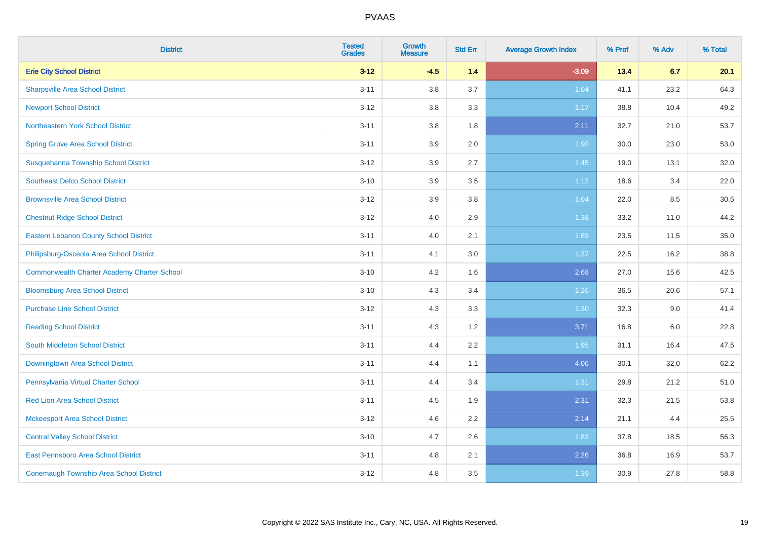# PVAAS

| District | Tested Grades | Growth Measure | Std Err | Average Growth Index | % Prof | % Adv | % Total |
|---|---|---|---|---|---|---|---|
| **Erie City School District** | **3-12** | **-4.5** | **1.4** | **-3.09** | **13.4** | **6.7** | **20.1** |
| Sharpsville Area School District | 3-11 | 3.8 | 3.7 | 1.04 | 41.1 | 23.2 | 64.3 |
| Newport School District | 3-12 | 3.8 | 3.3 | 1.17 | 38.8 | 10.4 | 49.2 |
| Northeastern York School District | 3-11 | 3.8 | 1.8 | 2.11 | 32.7 | 21.0 | 53.7 |
| Spring Grove Area School District | 3-11 | 3.9 | 2.0 | 1.90 | 30.0 | 23.0 | 53.0 |
| Susquehanna Township School District | 3-12 | 3.9 | 2.7 | 1.45 | 19.0 | 13.1 | 32.0 |
| Southeast Delco School District | 3-10 | 3.9 | 3.5 | 1.12 | 18.6 | 3.4 | 22.0 |
| Brownsville Area School District | 3-12 | 3.9 | 3.8 | 1.04 | 22.0 | 8.5 | 30.5 |
| Chestnut Ridge School District | 3-12 | 4.0 | 2.9 | 1.38 | 33.2 | 11.0 | 44.2 |
| Eastern Lebanon County School District | 3-11 | 4.0 | 2.1 | 1.89 | 23.5 | 11.5 | 35.0 |
| Philipsburg-Osceola Area School District | 3-11 | 4.1 | 3.0 | 1.37 | 22.5 | 16.2 | 38.8 |
| Commonwealth Charter Academy Charter School | 3-10 | 4.2 | 1.6 | 2.68 | 27.0 | 15.6 | 42.5 |
| Bloomsburg Area School District | 3-10 | 4.3 | 3.4 | 1.26 | 36.5 | 20.6 | 57.1 |
| Purchase Line School District | 3-12 | 4.3 | 3.3 | 1.30 | 32.3 | 9.0 | 41.4 |
| Reading School District | 3-11 | 4.3 | 1.2 | 3.71 | 16.8 | 6.0 | 22.8 |
| South Middleton School District | 3-11 | 4.4 | 2.2 | 1.95 | 31.1 | 16.4 | 47.5 |
| Downingtown Area School District | 3-11 | 4.4 | 1.1 | 4.06 | 30.1 | 32.0 | 62.2 |
| Pennsylvania Virtual Charter School | 3-11 | 4.4 | 3.4 | 1.31 | 29.8 | 21.2 | 51.0 |
| Red Lion Area School District | 3-11 | 4.5 | 1.9 | 2.31 | 32.3 | 21.5 | 53.8 |
| Mckeesport Area School District | 3-12 | 4.6 | 2.2 | 2.14 | 21.1 | 4.4 | 25.5 |
| Central Valley School District | 3-10 | 4.7 | 2.6 | 1.83 | 37.8 | 18.5 | 56.3 |
| East Pennsboro Area School District | 3-11 | 4.8 | 2.1 | 2.26 | 36.8 | 16.9 | 53.7 |
| Conemaugh Township Area School District | 3-12 | 4.8 | 3.5 | 1.39 | 30.9 | 27.8 | 58.8 |

Copyright © 2022 SAS Institute Inc., Cary, NC, USA. All Rights Reserved.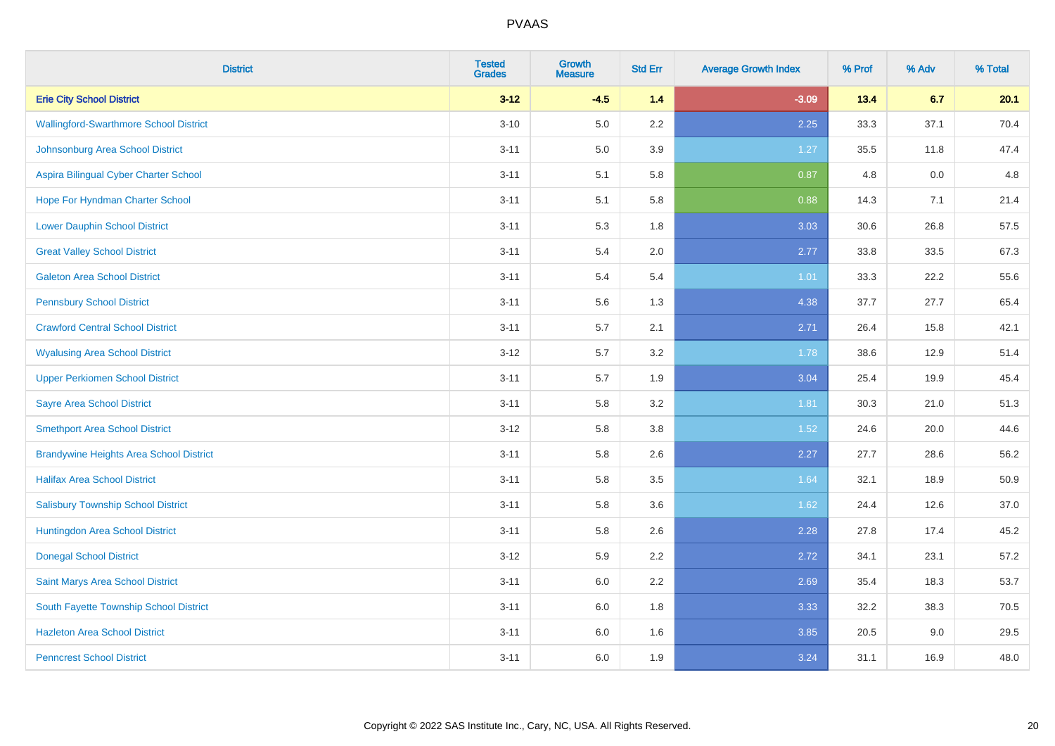# PVAAS

| District | Tested Grades | Growth Measure | Std Err | Average Growth Index | % Prof | % Adv | % Total |
|---|---|---|---|---|---|---|---|
| **Erie City School District** | **3-12** | **-4.5** | **1.4** | **-3.09** | **13.4** | **6.7** | **20.1** |
| Wallingford-Swarthmore School District | 3-10 | 5.0 | 2.2 | 2.25 | 33.3 | 37.1 | 70.4 |
| Johnsonburg Area School District | 3-11 | 5.0 | 3.9 | 1.27 | 35.5 | 11.8 | 47.4 |
| Aspira Bilingual Cyber Charter School | 3-11 | 5.1 | 5.8 | 0.87 | 4.8 | 0.0 | 4.8 |
| Hope For Hyndman Charter School | 3-11 | 5.1 | 5.8 | 0.88 | 14.3 | 7.1 | 21.4 |
| Lower Dauphin School District | 3-11 | 5.3 | 1.8 | 3.03 | 30.6 | 26.8 | 57.5 |
| Great Valley School District | 3-11 | 5.4 | 2.0 | 2.77 | 33.8 | 33.5 | 67.3 |
| Galeton Area School District | 3-11 | 5.4 | 5.4 | 1.01 | 33.3 | 22.2 | 55.6 |
| Pennsbury School District | 3-11 | 5.6 | 1.3 | 4.38 | 37.7 | 27.7 | 65.4 |
| Crawford Central School District | 3-11 | 5.7 | 2.1 | 2.71 | 26.4 | 15.8 | 42.1 |
| Wyalusing Area School District | 3-12 | 5.7 | 3.2 | 1.78 | 38.6 | 12.9 | 51.4 |
| Upper Perkiomen School District | 3-11 | 5.7 | 1.9 | 3.04 | 25.4 | 19.9 | 45.4 |
| Sayre Area School District | 3-11 | 5.8 | 3.2 | 1.81 | 30.3 | 21.0 | 51.3 |
| Smethport Area School District | 3-12 | 5.8 | 3.8 | 1.52 | 24.6 | 20.0 | 44.6 |
| Brandywine Heights Area School District | 3-11 | 5.8 | 2.6 | 2.27 | 27.7 | 28.6 | 56.2 |
| Halifax Area School District | 3-11 | 5.8 | 3.5 | 1.64 | 32.1 | 18.9 | 50.9 |
| Salisbury Township School District | 3-11 | 5.8 | 3.6 | 1.62 | 24.4 | 12.6 | 37.0 |
| Huntingdon Area School District | 3-11 | 5.8 | 2.6 | 2.28 | 27.8 | 17.4 | 45.2 |
| Donegal School District | 3-12 | 5.9 | 2.2 | 2.72 | 34.1 | 23.1 | 57.2 |
| Saint Marys Area School District | 3-11 | 6.0 | 2.2 | 2.69 | 35.4 | 18.3 | 53.7 |
| South Fayette Township School District | 3-11 | 6.0 | 1.8 | 3.33 | 32.2 | 38.3 | 70.5 |
| Hazleton Area School District | 3-11 | 6.0 | 1.6 | 3.85 | 20.5 | 9.0 | 29.5 |
| Penncrest School District | 3-11 | 6.0 | 1.9 | 3.24 | 31.1 | 16.9 | 48.0 |

Copyright © 2022 SAS Institute Inc., Cary, NC, USA. All Rights Reserved.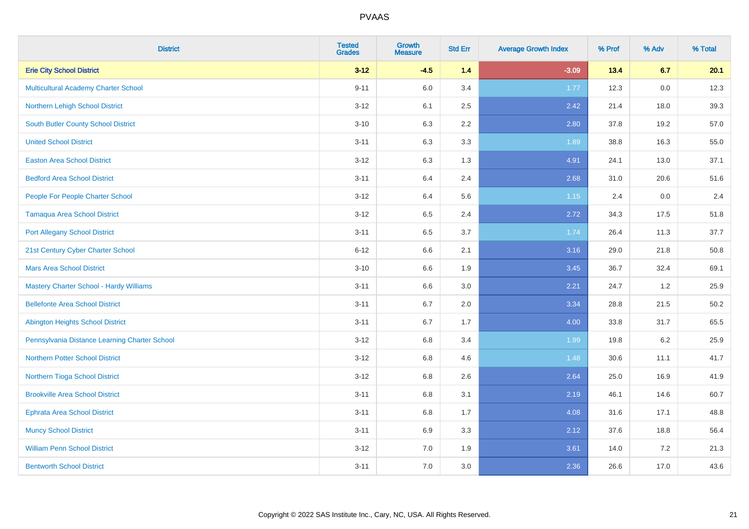PVAAS

| District | Tested Grades | Growth Measure | Std Err | Average Growth Index | % Prof | % Adv | % Total |
|---|---|---|---|---|---|---|---|
| **Erie City School District** | **3-12** | **-4.5** | **1.4** | **-3.09** | **13.4** | **6.7** | **20.1** |
| Multicultural Academy Charter School | 9-11 | 6.0 | 3.4 | 1.77 | 12.3 | 0.0 | 12.3 |
| Northern Lehigh School District | 3-12 | 6.1 | 2.5 | 2.42 | 21.4 | 18.0 | 39.3 |
| South Butler County School District | 3-10 | 6.3 | 2.2 | 2.80 | 37.8 | 19.2 | 57.0 |
| United School District | 3-11 | 6.3 | 3.3 | 1.89 | 38.8 | 16.3 | 55.0 |
| Easton Area School District | 3-12 | 6.3 | 1.3 | 4.91 | 24.1 | 13.0 | 37.1 |
| Bedford Area School District | 3-11 | 6.4 | 2.4 | 2.68 | 31.0 | 20.6 | 51.6 |
| People For People Charter School | 3-12 | 6.4 | 5.6 | 1.15 | 2.4 | 0.0 | 2.4 |
| Tamaqua Area School District | 3-12 | 6.5 | 2.4 | 2.72 | 34.3 | 17.5 | 51.8 |
| Port Allegany School District | 3-11 | 6.5 | 3.7 | 1.74 | 26.4 | 11.3 | 37.7 |
| 21st Century Cyber Charter School | 6-12 | 6.6 | 2.1 | 3.16 | 29.0 | 21.8 | 50.8 |
| Mars Area School District | 3-10 | 6.6 | 1.9 | 3.45 | 36.7 | 32.4 | 69.1 |
| Mastery Charter School - Hardy Williams | 3-11 | 6.6 | 3.0 | 2.21 | 24.7 | 1.2 | 25.9 |
| Bellefonte Area School District | 3-11 | 6.7 | 2.0 | 3.34 | 28.8 | 21.5 | 50.2 |
| Abington Heights School District | 3-11 | 6.7 | 1.7 | 4.00 | 33.8 | 31.7 | 65.5 |
| Pennsylvania Distance Learning Charter School | 3-12 | 6.8 | 3.4 | 1.99 | 19.8 | 6.2 | 25.9 |
| Northern Potter School District | 3-12 | 6.8 | 4.6 | 1.48 | 30.6 | 11.1 | 41.7 |
| Northern Tioga School District | 3-12 | 6.8 | 2.6 | 2.64 | 25.0 | 16.9 | 41.9 |
| Brookville Area School District | 3-11 | 6.8 | 3.1 | 2.19 | 46.1 | 14.6 | 60.7 |
| Ephrata Area School District | 3-11 | 6.8 | 1.7 | 4.08 | 31.6 | 17.1 | 48.8 |
| Muncy School District | 3-11 | 6.9 | 3.3 | 2.12 | 37.6 | 18.8 | 56.4 |
| William Penn School District | 3-12 | 7.0 | 1.9 | 3.61 | 14.0 | 7.2 | 21.3 |
| Bentworth School District | 3-11 | 7.0 | 3.0 | 2.36 | 26.6 | 17.0 | 43.6 |

Copyright © 2022 SAS Institute Inc., Cary, NC, USA. All Rights Reserved.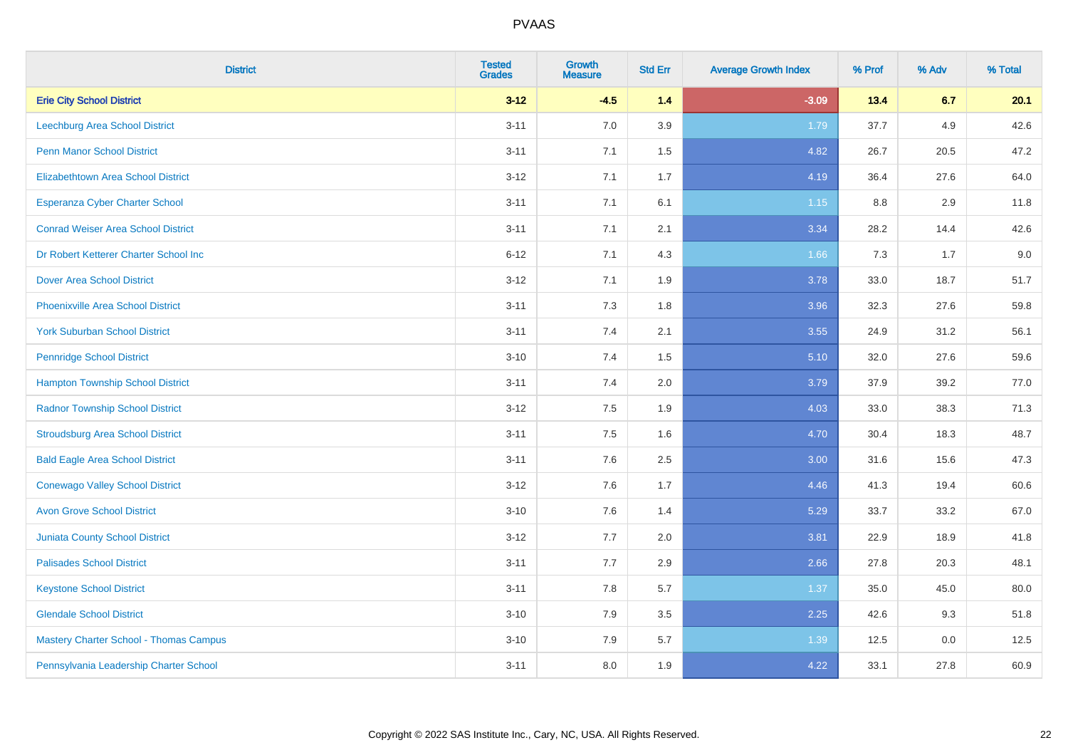| District | Tested Grades | Growth Measure | Std Err | Average Growth Index | % Prof | % Adv | % Total |
|---|---|---|---|---|---|---|---|
| **Erie City School District** | **3-12** | **-4.5** | **1.4** | **-3.09** | **13.4** | **6.7** | **20.1** |
| Leechburg Area School District | 3-11 | 7.0 | 3.9 | 1.79 | 37.7 | 4.9 | 42.6 |
| Penn Manor School District | 3-11 | 7.1 | 1.5 | 4.82 | 26.7 | 20.5 | 47.2 |
| Elizabethtown Area School District | 3-12 | 7.1 | 1.7 | 4.19 | 36.4 | 27.6 | 64.0 |
| Esperanza Cyber Charter School | 3-11 | 7.1 | 6.1 | 1.15 | 8.8 | 2.9 | 11.8 |
| Conrad Weiser Area School District | 3-11 | 7.1 | 2.1 | 3.34 | 28.2 | 14.4 | 42.6 |
| Dr Robert Ketterer Charter School Inc | 6-12 | 7.1 | 4.3 | 1.66 | 7.3 | 1.7 | 9.0 |
| Dover Area School District | 3-12 | 7.1 | 1.9 | 3.78 | 33.0 | 18.7 | 51.7 |
| Phoenixville Area School District | 3-11 | 7.3 | 1.8 | 3.96 | 32.3 | 27.6 | 59.8 |
| York Suburban School District | 3-11 | 7.4 | 2.1 | 3.55 | 24.9 | 31.2 | 56.1 |
| Pennridge School District | 3-10 | 7.4 | 1.5 | 5.10 | 32.0 | 27.6 | 59.6 |
| Hampton Township School District | 3-11 | 7.4 | 2.0 | 3.79 | 37.9 | 39.2 | 77.0 |
| Radnor Township School District | 3-12 | 7.5 | 1.9 | 4.03 | 33.0 | 38.3 | 71.3 |
| Stroudsburg Area School District | 3-11 | 7.5 | 1.6 | 4.70 | 30.4 | 18.3 | 48.7 |
| Bald Eagle Area School District | 3-11 | 7.6 | 2.5 | 3.00 | 31.6 | 15.6 | 47.3 |
| Conewago Valley School District | 3-12 | 7.6 | 1.7 | 4.46 | 41.3 | 19.4 | 60.6 |
| Avon Grove School District | 3-10 | 7.6 | 1.4 | 5.29 | 33.7 | 33.2 | 67.0 |
| Juniata County School District | 3-12 | 7.7 | 2.0 | 3.81 | 22.9 | 18.9 | 41.8 |
| Palisades School District | 3-11 | 7.7 | 2.9 | 2.66 | 27.8 | 20.3 | 48.1 |
| Keystone School District | 3-11 | 7.8 | 5.7 | 1.37 | 35.0 | 45.0 | 80.0 |
| Glendale School District | 3-10 | 7.9 | 3.5 | 2.25 | 42.6 | 9.3 | 51.8 |
| Mastery Charter School - Thomas Campus | 3-10 | 7.9 | 5.7 | 1.39 | 12.5 | 0.0 | 12.5 |
| Pennsylvania Leadership Charter School | 3-11 | 8.0 | 1.9 | 4.22 | 33.1 | 27.8 | 60.9 |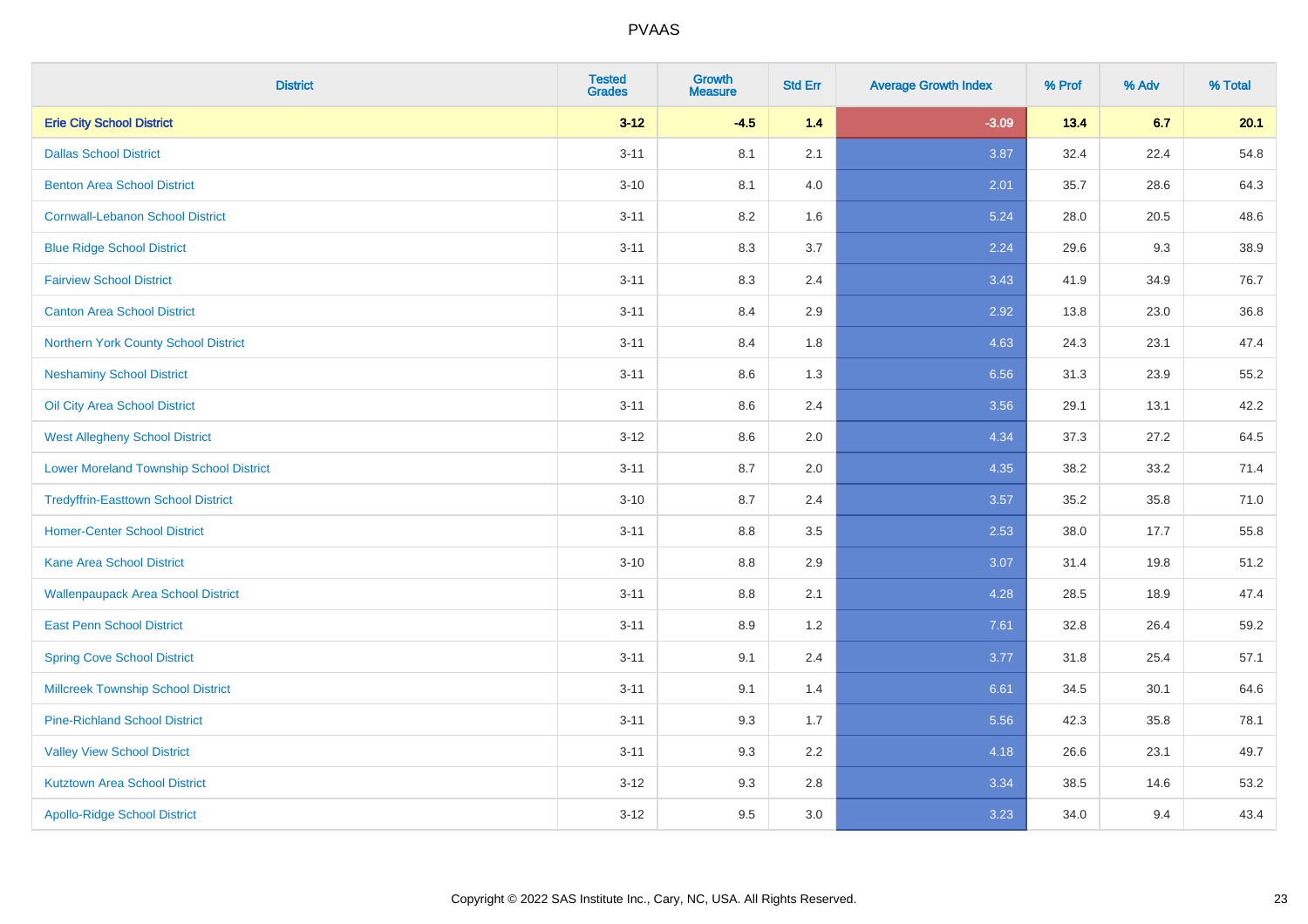| District | Tested Grades | Growth Measure | Std Err | Average Growth Index | % Prof | % Adv | % Total |
|---|---|---|---|---|---|---|---|
| **Erie City School District** | **3-12** | **-4.5** | **1.4** | **-3.09** | **13.4** | **6.7** | **20.1** |
| Dallas School District | 3-11 | 8.1 | 2.1 | 3.87 | 32.4 | 22.4 | 54.8 |
| Benton Area School District | 3-10 | 8.1 | 4.0 | 2.01 | 35.7 | 28.6 | 64.3 |
| Cornwall-Lebanon School District | 3-11 | 8.2 | 1.6 | 5.24 | 28.0 | 20.5 | 48.6 |
| Blue Ridge School District | 3-11 | 8.3 | 3.7 | 2.24 | 29.6 | 9.3 | 38.9 |
| Fairview School District | 3-11 | 8.3 | 2.4 | 3.43 | 41.9 | 34.9 | 76.7 |
| Canton Area School District | 3-11 | 8.4 | 2.9 | 2.92 | 13.8 | 23.0 | 36.8 |
| Northern York County School District | 3-11 | 8.4 | 1.8 | 4.63 | 24.3 | 23.1 | 47.4 |
| Neshaminy School District | 3-11 | 8.6 | 1.3 | 6.56 | 31.3 | 23.9 | 55.2 |
| Oil City Area School District | 3-11 | 8.6 | 2.4 | 3.56 | 29.1 | 13.1 | 42.2 |
| West Allegheny School District | 3-12 | 8.6 | 2.0 | 4.34 | 37.3 | 27.2 | 64.5 |
| Lower Moreland Township School District | 3-11 | 8.7 | 2.0 | 4.35 | 38.2 | 33.2 | 71.4 |
| Tredyffrin-Easttown School District | 3-10 | 8.7 | 2.4 | 3.57 | 35.2 | 35.8 | 71.0 |
| Homer-Center School District | 3-11 | 8.8 | 3.5 | 2.53 | 38.0 | 17.7 | 55.8 |
| Kane Area School District | 3-10 | 8.8 | 2.9 | 3.07 | 31.4 | 19.8 | 51.2 |
| Wallenpaupack Area School District | 3-11 | 8.8 | 2.1 | 4.28 | 28.5 | 18.9 | 47.4 |
| East Penn School District | 3-11 | 8.9 | 1.2 | 7.61 | 32.8 | 26.4 | 59.2 |
| Spring Cove School District | 3-11 | 9.1 | 2.4 | 3.77 | 31.8 | 25.4 | 57.1 |
| Millcreek Township School District | 3-11 | 9.1 | 1.4 | 6.61 | 34.5 | 30.1 | 64.6 |
| Pine-Richland School District | 3-11 | 9.3 | 1.7 | 5.56 | 42.3 | 35.8 | 78.1 |
| Valley View School District | 3-11 | 9.3 | 2.2 | 4.18 | 26.6 | 23.1 | 49.7 |
| Kutztown Area School District | 3-12 | 9.3 | 2.8 | 3.34 | 38.5 | 14.6 | 53.2 |
| Apollo-Ridge School District | 3-12 | 9.5 | 3.0 | 3.23 | 34.0 | 9.4 | 43.4 |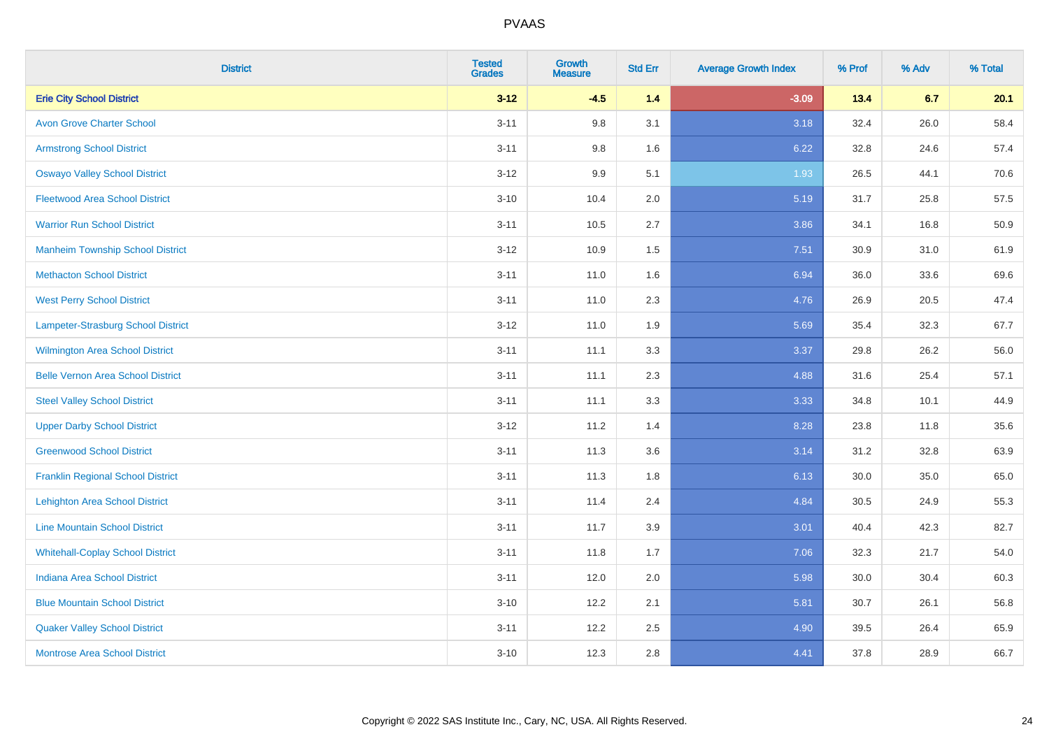# PVAAS

| District | Tested Grades | Growth Measure | Std Err | Average Growth Index | % Prof | % Adv | % Total |
|---|---|---|---|---|---|---|---|
| **Erie City School District** | **3-12** | **-4.5** | **1.4** | **-3.09** | **13.4** | **6.7** | **20.1** |
| Avon Grove Charter School | 3-11 | 9.8 | 3.1 | 3.18 | 32.4 | 26.0 | 58.4 |
| Armstrong School District | 3-11 | 9.8 | 1.6 | 6.22 | 32.8 | 24.6 | 57.4 |
| Oswayo Valley School District | 3-12 | 9.9 | 5.1 | 1.93 | 26.5 | 44.1 | 70.6 |
| Fleetwood Area School District | 3-10 | 10.4 | 2.0 | 5.19 | 31.7 | 25.8 | 57.5 |
| Warrior Run School District | 3-11 | 10.5 | 2.7 | 3.86 | 34.1 | 16.8 | 50.9 |
| Manheim Township School District | 3-12 | 10.9 | 1.5 | 7.51 | 30.9 | 31.0 | 61.9 |
| Methacton School District | 3-11 | 11.0 | 1.6 | 6.94 | 36.0 | 33.6 | 69.6 |
| West Perry School District | 3-11 | 11.0 | 2.3 | 4.76 | 26.9 | 20.5 | 47.4 |
| Lampeter-Strasburg School District | 3-12 | 11.0 | 1.9 | 5.69 | 35.4 | 32.3 | 67.7 |
| Wilmington Area School District | 3-11 | 11.1 | 3.3 | 3.37 | 29.8 | 26.2 | 56.0 |
| Belle Vernon Area School District | 3-11 | 11.1 | 2.3 | 4.88 | 31.6 | 25.4 | 57.1 |
| Steel Valley School District | 3-11 | 11.1 | 3.3 | 3.33 | 34.8 | 10.1 | 44.9 |
| Upper Darby School District | 3-12 | 11.2 | 1.4 | 8.28 | 23.8 | 11.8 | 35.6 |
| Greenwood School District | 3-11 | 11.3 | 3.6 | 3.14 | 31.2 | 32.8 | 63.9 |
| Franklin Regional School District | 3-11 | 11.3 | 1.8 | 6.13 | 30.0 | 35.0 | 65.0 |
| Lehighton Area School District | 3-11 | 11.4 | 2.4 | 4.84 | 30.5 | 24.9 | 55.3 |
| Line Mountain School District | 3-11 | 11.7 | 3.9 | 3.01 | 40.4 | 42.3 | 82.7 |
| Whitehall-Coplay School District | 3-11 | 11.8 | 1.7 | 7.06 | 32.3 | 21.7 | 54.0 |
| Indiana Area School District | 3-11 | 12.0 | 2.0 | 5.98 | 30.0 | 30.4 | 60.3 |
| Blue Mountain School District | 3-10 | 12.2 | 2.1 | 5.81 | 30.7 | 26.1 | 56.8 |
| Quaker Valley School District | 3-11 | 12.2 | 2.5 | 4.90 | 39.5 | 26.4 | 65.9 |
| Montrose Area School District | 3-10 | 12.3 | 2.8 | 4.41 | 37.8 | 28.9 | 66.7 |

Copyright © 2022 SAS Institute Inc., Cary, NC, USA. All Rights Reserved.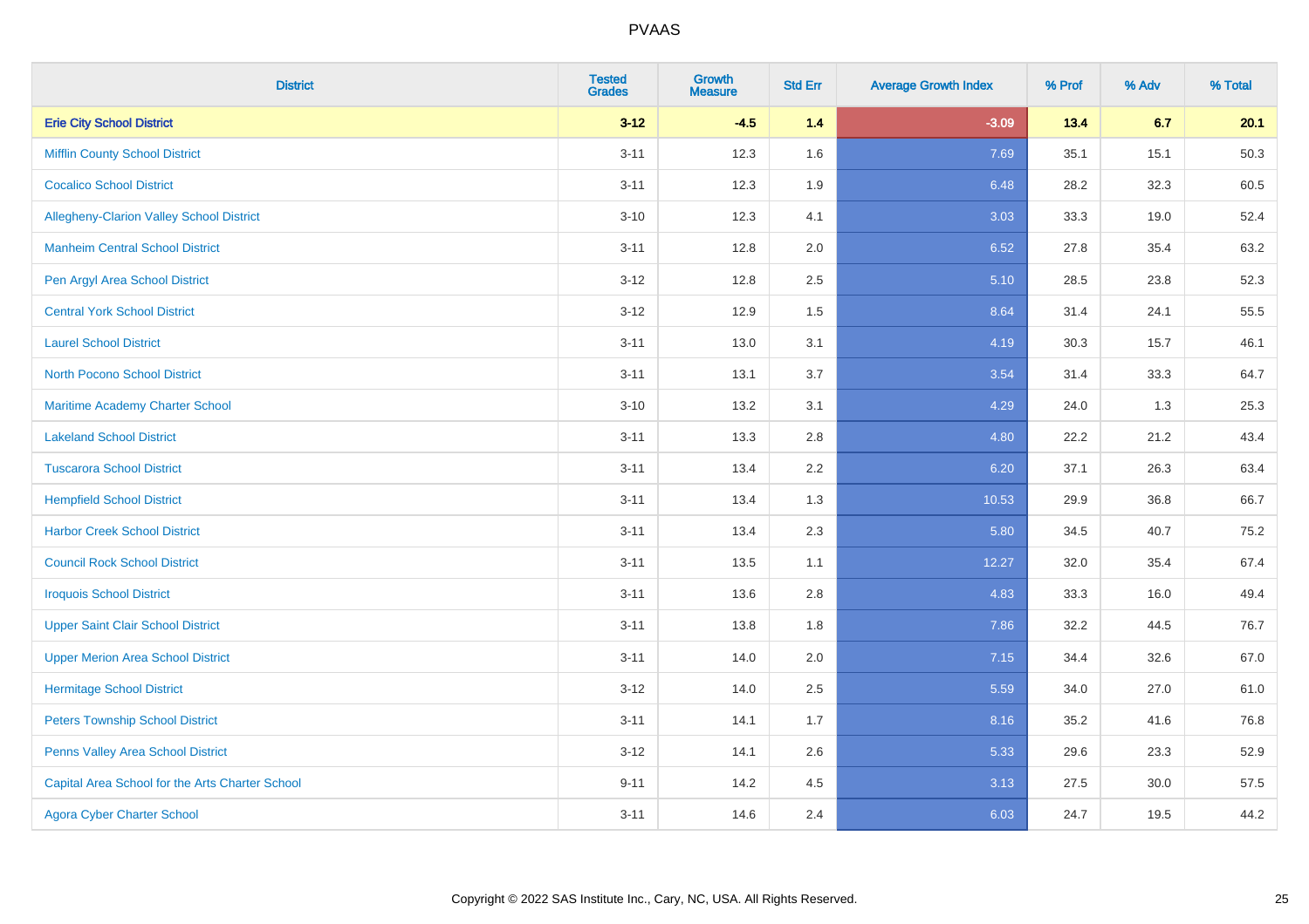# PVAAS

| District | Tested Grades | Growth Measure | Std Err | Average Growth Index | % Prof | % Adv | % Total |
|---|---|---|---|---|---|---|---|
| **Erie City School District** | **3-12** | **-4.5** | **1.4** | **-3.09** | **13.4** | **6.7** | **20.1** |
| Mifflin County School District | 3-11 | 12.3 | 1.6 | 7.69 | 35.1 | 15.1 | 50.3 |
| Cocalico School District | 3-11 | 12.3 | 1.9 | 6.48 | 28.2 | 32.3 | 60.5 |
| Allegheny-Clarion Valley School District | 3-10 | 12.3 | 4.1 | 3.03 | 33.3 | 19.0 | 52.4 |
| Manheim Central School District | 3-11 | 12.8 | 2.0 | 6.52 | 27.8 | 35.4 | 63.2 |
| Pen Argyl Area School District | 3-12 | 12.8 | 2.5 | 5.10 | 28.5 | 23.8 | 52.3 |
| Central York School District | 3-12 | 12.9 | 1.5 | 8.64 | 31.4 | 24.1 | 55.5 |
| Laurel School District | 3-11 | 13.0 | 3.1 | 4.19 | 30.3 | 15.7 | 46.1 |
| North Pocono School District | 3-11 | 13.1 | 3.7 | 3.54 | 31.4 | 33.3 | 64.7 |
| Maritime Academy Charter School | 3-10 | 13.2 | 3.1 | 4.29 | 24.0 | 1.3 | 25.3 |
| Lakeland School District | 3-11 | 13.3 | 2.8 | 4.80 | 22.2 | 21.2 | 43.4 |
| Tuscarora School District | 3-11 | 13.4 | 2.2 | 6.20 | 37.1 | 26.3 | 63.4 |
| Hempfield School District | 3-11 | 13.4 | 1.3 | 10.53 | 29.9 | 36.8 | 66.7 |
| Harbor Creek School District | 3-11 | 13.4 | 2.3 | 5.80 | 34.5 | 40.7 | 75.2 |
| Council Rock School District | 3-11 | 13.5 | 1.1 | 12.27 | 32.0 | 35.4 | 67.4 |
| Iroquois School District | 3-11 | 13.6 | 2.8 | 4.83 | 33.3 | 16.0 | 49.4 |
| Upper Saint Clair School District | 3-11 | 13.8 | 1.8 | 7.86 | 32.2 | 44.5 | 76.7 |
| Upper Merion Area School District | 3-11 | 14.0 | 2.0 | 7.15 | 34.4 | 32.6 | 67.0 |
| Hermitage School District | 3-12 | 14.0 | 2.5 | 5.59 | 34.0 | 27.0 | 61.0 |
| Peters Township School District | 3-11 | 14.1 | 1.7 | 8.16 | 35.2 | 41.6 | 76.8 |
| Penns Valley Area School District | 3-12 | 14.1 | 2.6 | 5.33 | 29.6 | 23.3 | 52.9 |
| Capital Area School for the Arts Charter School | 9-11 | 14.2 | 4.5 | 3.13 | 27.5 | 30.0 | 57.5 |
| Agora Cyber Charter School | 3-11 | 14.6 | 2.4 | 6.03 | 24.7 | 19.5 | 44.2 |

Copyright © 2022 SAS Institute Inc., Cary, NC, USA. All Rights Reserved.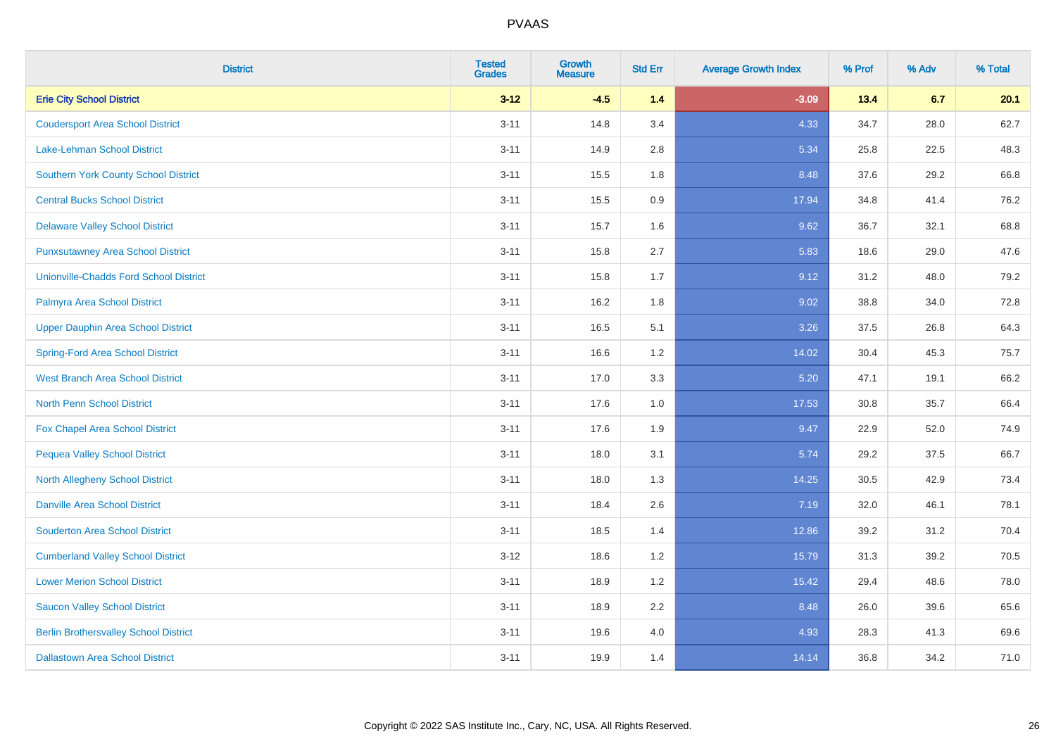PVAAS

| District | Tested Grades | Growth Measure | Std Err | Average Growth Index | % Prof | % Adv | % Total |
|---|---|---|---|---|---|---|---|
| **Erie City School District** | **3-12** | **-4.5** | **1.4** | **-3.09** | **13.4** | **6.7** | **20.1** |
| Coudersport Area School District | 3-11 | 14.8 | 3.4 | 4.33 | 34.7 | 28.0 | 62.7 |
| Lake-Lehman School District | 3-11 | 14.9 | 2.8 | 5.34 | 25.8 | 22.5 | 48.3 |
| Southern York County School District | 3-11 | 15.5 | 1.8 | 8.48 | 37.6 | 29.2 | 66.8 |
| Central Bucks School District | 3-11 | 15.5 | 0.9 | 17.94 | 34.8 | 41.4 | 76.2 |
| Delaware Valley School District | 3-11 | 15.7 | 1.6 | 9.62 | 36.7 | 32.1 | 68.8 |
| Punxsutawney Area School District | 3-11 | 15.8 | 2.7 | 5.83 | 18.6 | 29.0 | 47.6 |
| Unionville-Chadds Ford School District | 3-11 | 15.8 | 1.7 | 9.12 | 31.2 | 48.0 | 79.2 |
| Palmyra Area School District | 3-11 | 16.2 | 1.8 | 9.02 | 38.8 | 34.0 | 72.8 |
| Upper Dauphin Area School District | 3-11 | 16.5 | 5.1 | 3.26 | 37.5 | 26.8 | 64.3 |
| Spring-Ford Area School District | 3-11 | 16.6 | 1.2 | 14.02 | 30.4 | 45.3 | 75.7 |
| West Branch Area School District | 3-11 | 17.0 | 3.3 | 5.20 | 47.1 | 19.1 | 66.2 |
| North Penn School District | 3-11 | 17.6 | 1.0 | 17.53 | 30.8 | 35.7 | 66.4 |
| Fox Chapel Area School District | 3-11 | 17.6 | 1.9 | 9.47 | 22.9 | 52.0 | 74.9 |
| Pequea Valley School District | 3-11 | 18.0 | 3.1 | 5.74 | 29.2 | 37.5 | 66.7 |
| North Allegheny School District | 3-11 | 18.0 | 1.3 | 14.25 | 30.5 | 42.9 | 73.4 |
| Danville Area School District | 3-11 | 18.4 | 2.6 | 7.19 | 32.0 | 46.1 | 78.1 |
| Souderton Area School District | 3-11 | 18.5 | 1.4 | 12.86 | 39.2 | 31.2 | 70.4 |
| Cumberland Valley School District | 3-12 | 18.6 | 1.2 | 15.79 | 31.3 | 39.2 | 70.5 |
| Lower Merion School District | 3-11 | 18.9 | 1.2 | 15.42 | 29.4 | 48.6 | 78.0 |
| Saucon Valley School District | 3-11 | 18.9 | 2.2 | 8.48 | 26.0 | 39.6 | 65.6 |
| Berlin Brothersvalley School District | 3-11 | 19.6 | 4.0 | 4.93 | 28.3 | 41.3 | 69.6 |
| Dallastown Area School District | 3-11 | 19.9 | 1.4 | 14.14 | 36.8 | 34.2 | 71.0 |

Copyright © 2022 SAS Institute Inc., Cary, NC, USA. All Rights Reserved.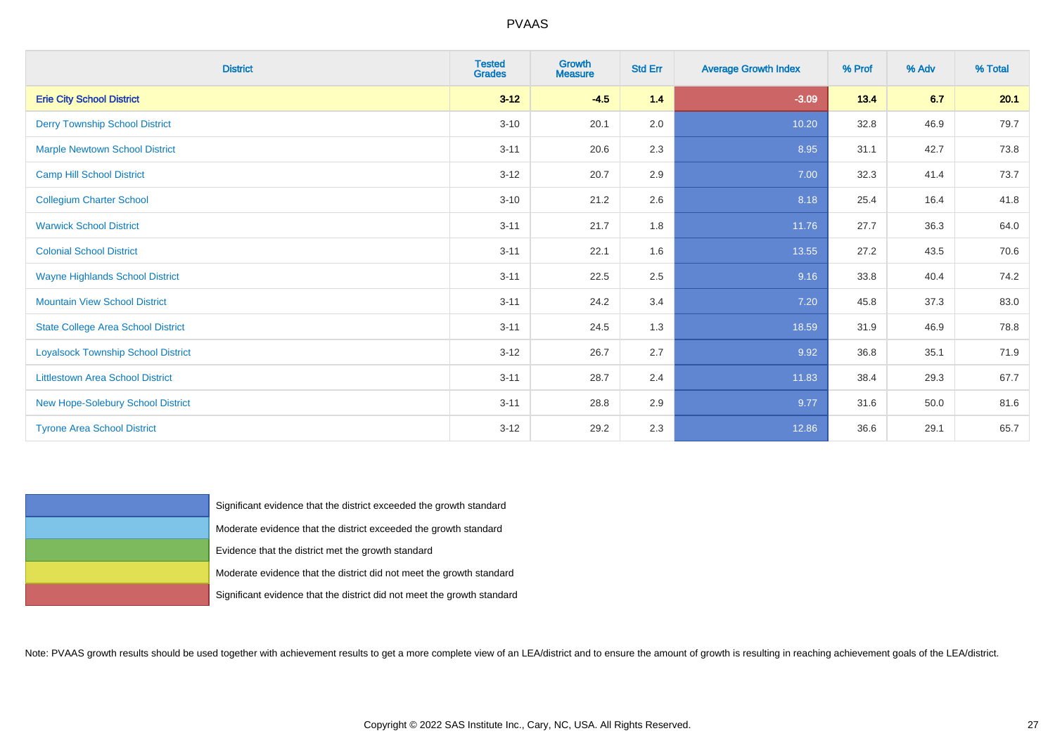# PVAAS

| District | Tested Grades | Growth Measure | Std Err | Average Growth Index | % Prof | % Adv | % Total |
|---|---|---|---|---|---|---|---|
| **Erie City School District** | **3-12** | **-4.5** | **1.4** | **-3.09** | **13.4** | **6.7** | **20.1** |
| Derry Township School District | 3-10 | 20.1 | 2.0 | 10.20 | 32.8 | 46.9 | 79.7 |
| Marple Newtown School District | 3-11 | 20.6 | 2.3 | 8.95 | 31.1 | 42.7 | 73.8 |
| Camp Hill School District | 3-12 | 20.7 | 2.9 | 7.00 | 32.3 | 41.4 | 73.7 |
| Collegium Charter School | 3-10 | 21.2 | 2.6 | 8.18 | 25.4 | 16.4 | 41.8 |
| Warwick School District | 3-11 | 21.7 | 1.8 | 11.76 | 27.7 | 36.3 | 64.0 |
| Colonial School District | 3-11 | 22.1 | 1.6 | 13.55 | 27.2 | 43.5 | 70.6 |
| Wayne Highlands School District | 3-11 | 22.5 | 2.5 | 9.16 | 33.8 | 40.4 | 74.2 |
| Mountain View School District | 3-11 | 24.2 | 3.4 | 7.20 | 45.8 | 37.3 | 83.0 |
| State College Area School District | 3-11 | 24.5 | 1.3 | 18.59 | 31.9 | 46.9 | 78.8 |
| Loyalsock Township School District | 3-12 | 26.7 | 2.7 | 9.92 | 36.8 | 35.1 | 71.9 |
| Littlestown Area School District | 3-11 | 28.7 | 2.4 | 11.83 | 38.4 | 29.3 | 67.7 |
| New Hope-Solebury School District | 3-11 | 28.8 | 2.9 | 9.77 | 31.6 | 50.0 | 81.6 |
| Tyrone Area School District | 3-12 | 29.2 | 2.3 | 12.86 | 36.6 | 29.1 | 65.7 |

Significant evidence that the district exceeded the growth standard

Moderate evidence that the district exceeded the growth standard

Evidence that the district met the growth standard

Moderate evidence that the district did not meet the growth standard

Significant evidence that the district did not meet the growth standard

Note: PVAAS growth results should be used together with achievement results to get a more complete view of an LEA/district and to ensure the amount of growth is resulting in reaching achievement goals of the LEA/district.

Copyright © 2022 SAS Institute Inc., Cary, NC, USA. All Rights Reserved.